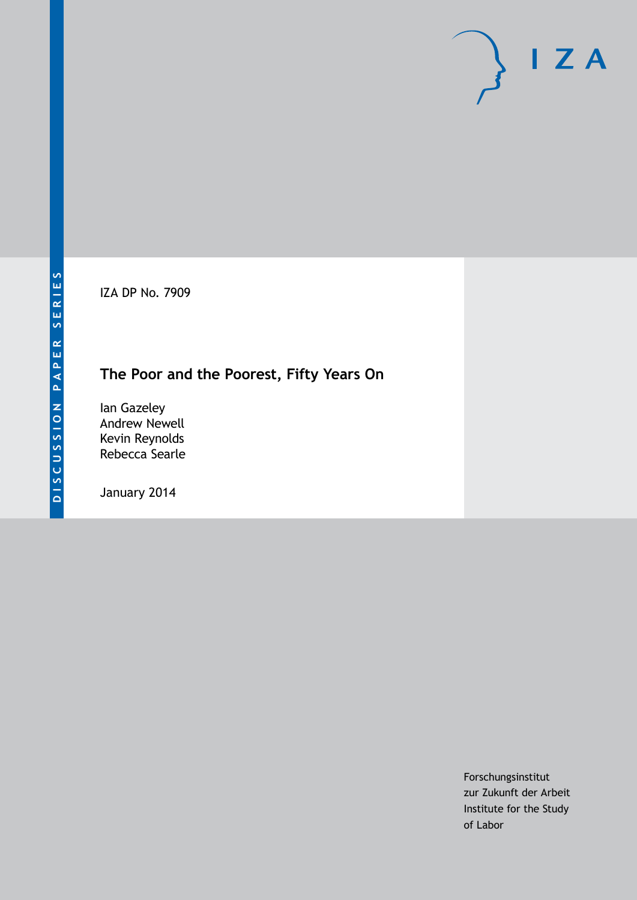DISCUSSION PAPER SERIES

IZA

IZA DP No. 7909

# The Poor and the Poorest, Fifty Years On

Ian Gazeley
Andrew Newell
Kevin Reynolds
Rebecca Searle

January 2014

Forschungsinstitut
zur Zukunft der Arbeit
Institute for the Study
of Labor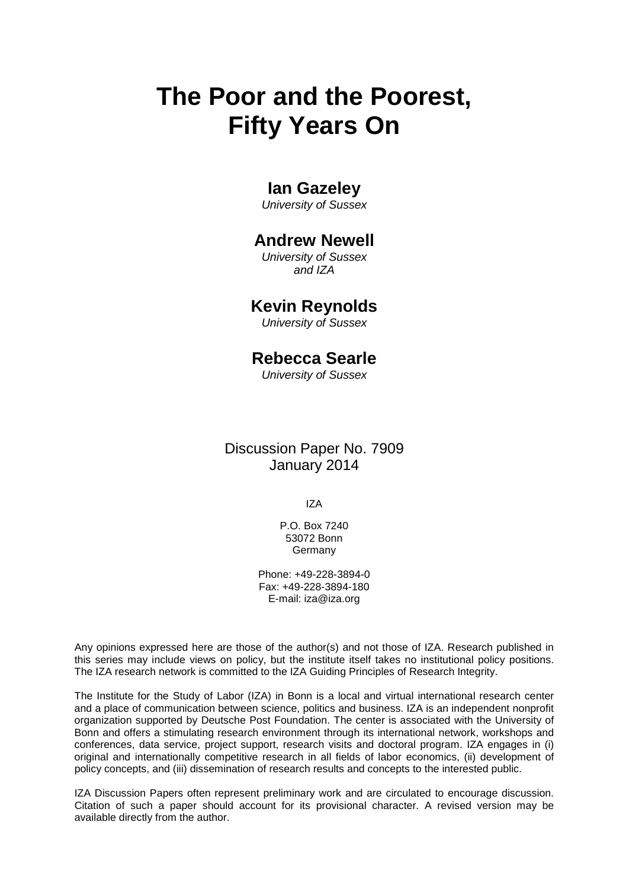# The Poor and the Poorest, Fifty Years On

**Ian Gazeley**
*University of Sussex*

**Andrew Newell**
*University of Sussex and IZA*

**Kevin Reynolds**
*University of Sussex*

**Rebecca Searle**
*University of Sussex*

Discussion Paper No. 7909
January 2014

IZA

P.O. Box 7240
53072 Bonn
Germany

Phone: +49-228-3894-0
Fax: +49-228-3894-180
E-mail: iza@iza.org

Any opinions expressed here are those of the author(s) and not those of IZA. Research published in this series may include views on policy, but the institute itself takes no institutional policy positions. The IZA research network is committed to the IZA Guiding Principles of Research Integrity.

The Institute for the Study of Labor (IZA) in Bonn is a local and virtual international research center and a place of communication between science, politics and business. IZA is an independent nonprofit organization supported by Deutsche Post Foundation. The center is associated with the University of Bonn and offers a stimulating research environment through its international network, workshops and conferences, data service, project support, research visits and doctoral program. IZA engages in (i) original and internationally competitive research in all fields of labor economics, (ii) development of policy concepts, and (iii) dissemination of research results and concepts to the interested public.

IZA Discussion Papers often represent preliminary work and are circulated to encourage discussion. Citation of such a paper should account for its provisional character. A revised version may be available directly from the author.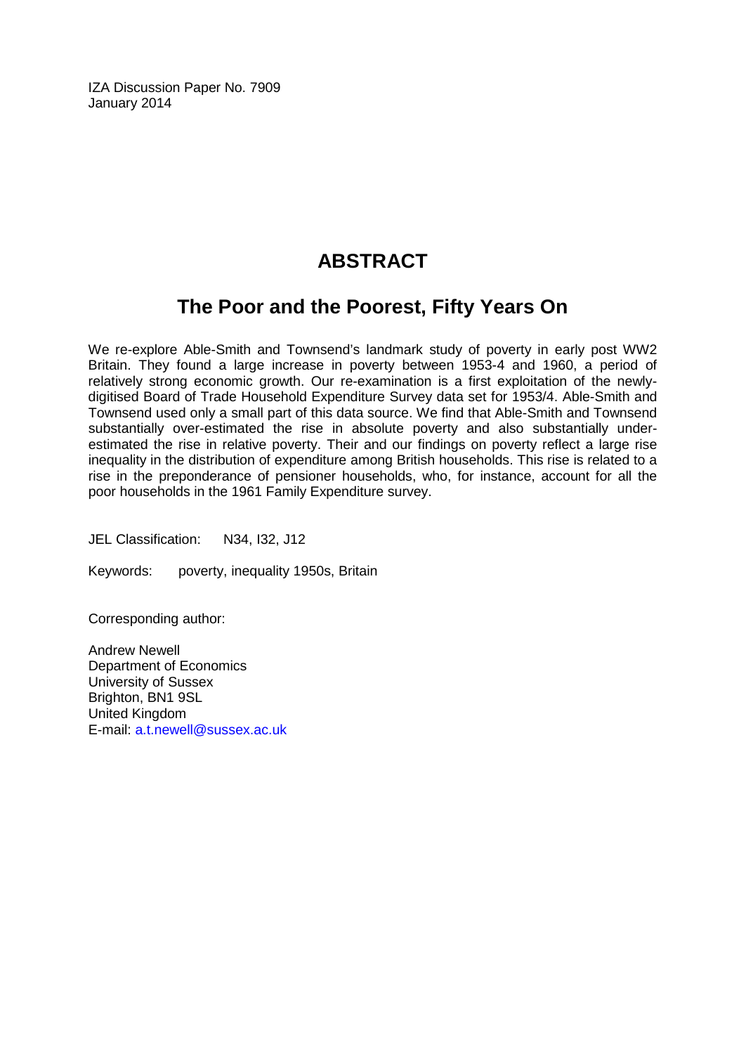IZA Discussion Paper No. 7909
January 2014

# ABSTRACT

## The Poor and the Poorest, Fifty Years On

We re-explore Able-Smith and Townsend's landmark study of poverty in early post WW2 Britain. They found a large increase in poverty between 1953-4 and 1960, a period of relatively strong economic growth. Our re-examination is a first exploitation of the newly-digitised Board of Trade Household Expenditure Survey data set for 1953/4. Able-Smith and Townsend used only a small part of this data source. We find that Able-Smith and Townsend substantially over-estimated the rise in absolute poverty and also substantially under-estimated the rise in relative poverty. Their and our findings on poverty reflect a large rise inequality in the distribution of expenditure among British households. This rise is related to a rise in the preponderance of pensioner households, who, for instance, account for all the poor households in the 1961 Family Expenditure survey.

JEL Classification: N34, I32, J12

Keywords: poverty, inequality 1950s, Britain

Corresponding author:

Andrew Newell
Department of Economics
University of Sussex
Brighton, BN1 9SL
United Kingdom
E-mail: a.t.newell@sussex.ac.uk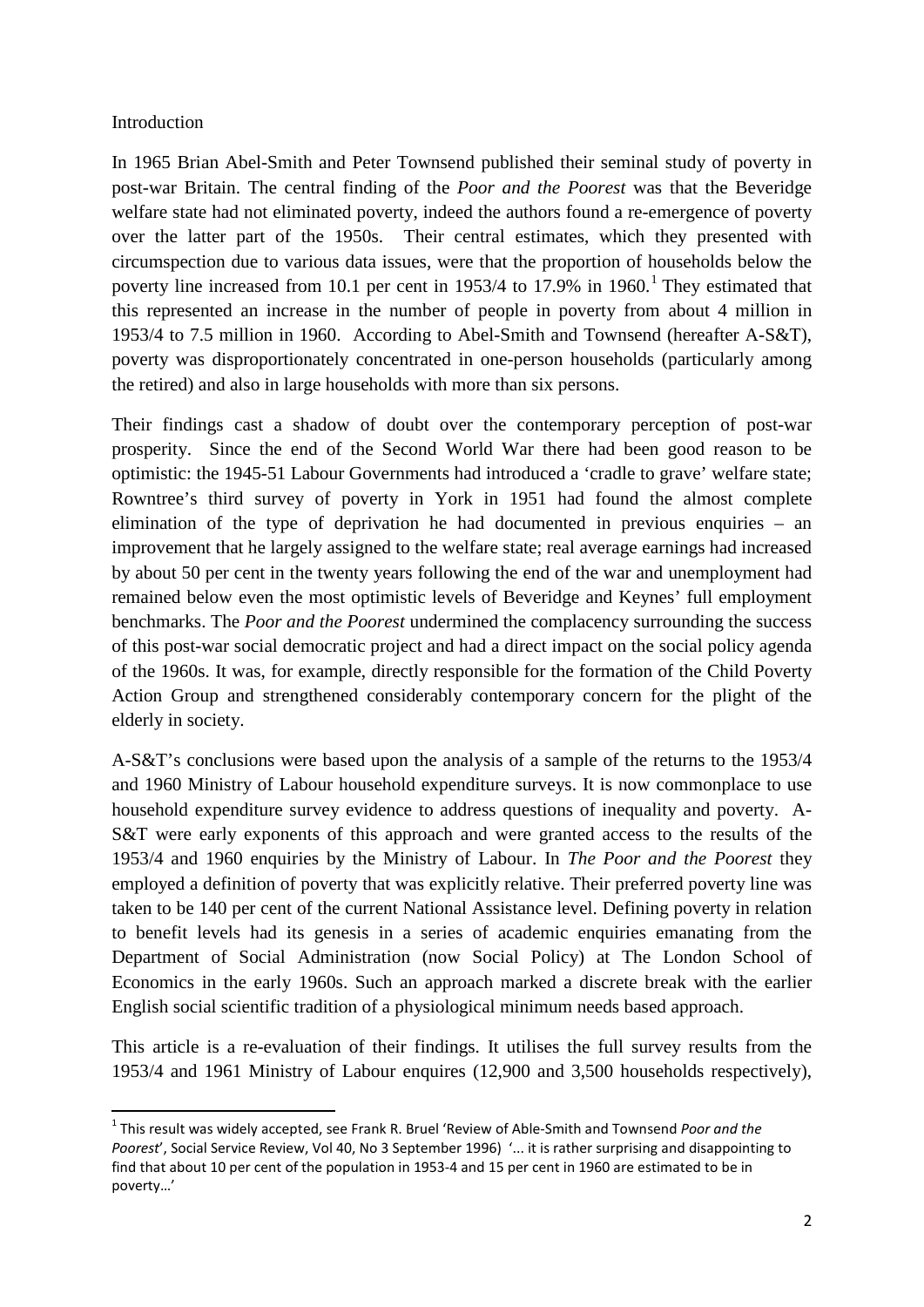Introduction

In 1965 Brian Abel-Smith and Peter Townsend published their seminal study of poverty in post-war Britain. The central finding of the *Poor and the Poorest* was that the Beveridge welfare state had not eliminated poverty, indeed the authors found a re-emergence of poverty over the latter part of the 1950s. Their central estimates, which they presented with circumspection due to various data issues, were that the proportion of households below the poverty line increased from 10.1 per cent in 1953/4 to 17.9% in 1960.[1] They estimated that this represented an increase in the number of people in poverty from about 4 million in 1953/4 to 7.5 million in 1960. According to Abel-Smith and Townsend (hereafter A-S&T), poverty was disproportionately concentrated in one-person households (particularly among the retired) and also in large households with more than six persons.

Their findings cast a shadow of doubt over the contemporary perception of post-war prosperity. Since the end of the Second World War there had been good reason to be optimistic: the 1945-51 Labour Governments had introduced a 'cradle to grave' welfare state; Rowntree's third survey of poverty in York in 1951 had found the almost complete elimination of the type of deprivation he had documented in previous enquiries – an improvement that he largely assigned to the welfare state; real average earnings had increased by about 50 per cent in the twenty years following the end of the war and unemployment had remained below even the most optimistic levels of Beveridge and Keynes' full employment benchmarks. The *Poor and the Poorest* undermined the complacency surrounding the success of this post-war social democratic project and had a direct impact on the social policy agenda of the 1960s. It was, for example, directly responsible for the formation of the Child Poverty Action Group and strengthened considerably contemporary concern for the plight of the elderly in society.

A-S&T's conclusions were based upon the analysis of a sample of the returns to the 1953/4 and 1960 Ministry of Labour household expenditure surveys. It is now commonplace to use household expenditure survey evidence to address questions of inequality and poverty. A-S&T were early exponents of this approach and were granted access to the results of the 1953/4 and 1960 enquiries by the Ministry of Labour. In *The Poor and the Poorest* they employed a definition of poverty that was explicitly relative. Their preferred poverty line was taken to be 140 per cent of the current National Assistance level. Defining poverty in relation to benefit levels had its genesis in a series of academic enquiries emanating from the Department of Social Administration (now Social Policy) at The London School of Economics in the early 1960s. Such an approach marked a discrete break with the earlier English social scientific tradition of a physiological minimum needs based approach.

This article is a re-evaluation of their findings. It utilises the full survey results from the 1953/4 and 1961 Ministry of Labour enquires (12,900 and 3,500 households respectively),

---

[1] This result was widely accepted, see Frank R. Bruel 'Review of Able-Smith and Townsend *Poor and the Poorest*', Social Service Review, Vol 40, No 3 September 1996) '... it is rather surprising and disappointing to find that about 10 per cent of the population in 1953-4 and 15 per cent in 1960 are estimated to be in poverty…'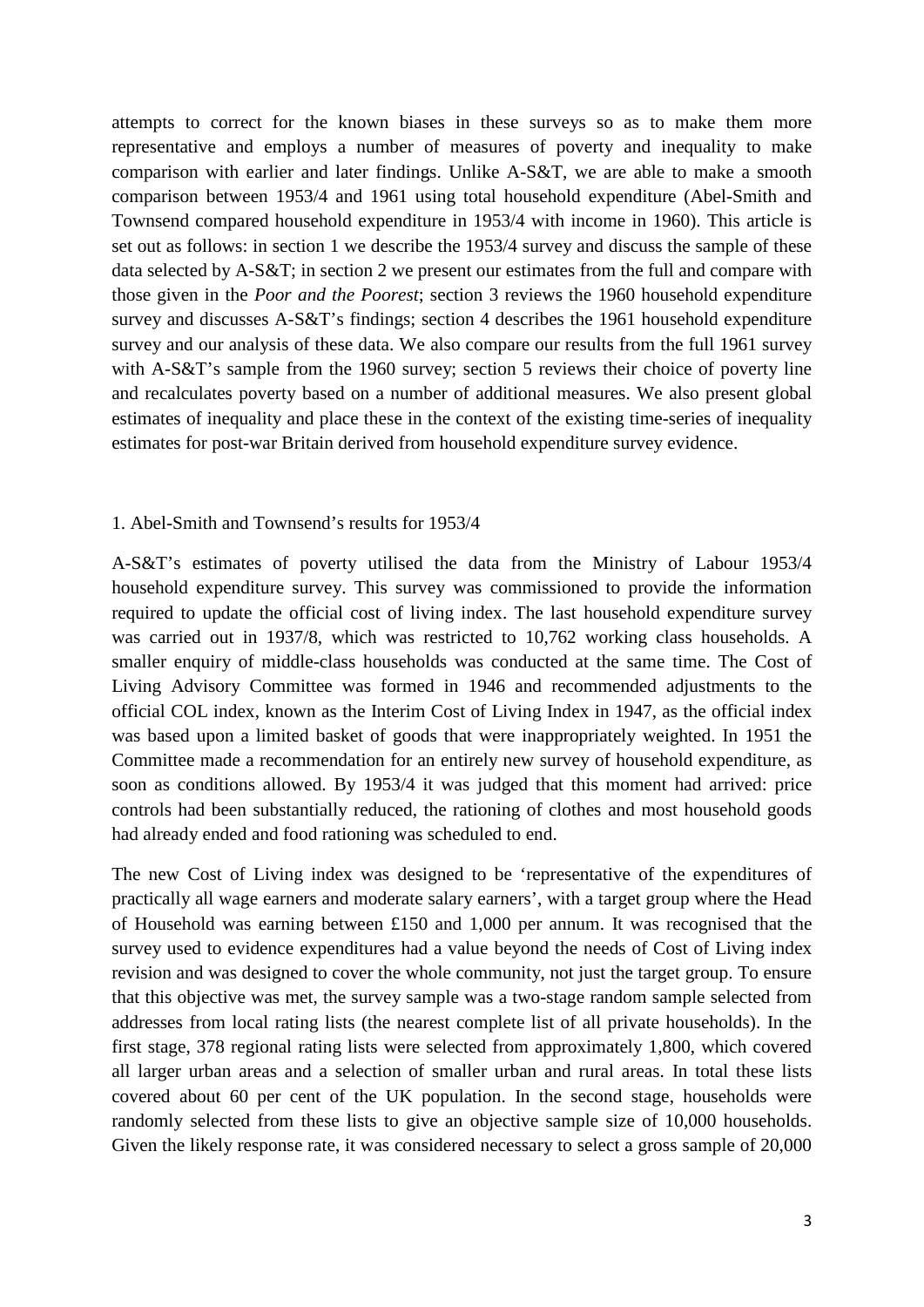attempts to correct for the known biases in these surveys so as to make them more representative and employs a number of measures of poverty and inequality to make comparison with earlier and later findings. Unlike A-S&T, we are able to make a smooth comparison between 1953/4 and 1961 using total household expenditure (Abel-Smith and Townsend compared household expenditure in 1953/4 with income in 1960). This article is set out as follows: in section 1 we describe the 1953/4 survey and discuss the sample of these data selected by A-S&T; in section 2 we present our estimates from the full and compare with those given in the *Poor and the Poorest*; section 3 reviews the 1960 household expenditure survey and discusses A-S&T's findings; section 4 describes the 1961 household expenditure survey and our analysis of these data. We also compare our results from the full 1961 survey with A-S&T's sample from the 1960 survey; section 5 reviews their choice of poverty line and recalculates poverty based on a number of additional measures. We also present global estimates of inequality and place these in the context of the existing time-series of inequality estimates for post-war Britain derived from household expenditure survey evidence.

## 1. Abel-Smith and Townsend's results for 1953/4

A-S&T's estimates of poverty utilised the data from the Ministry of Labour 1953/4 household expenditure survey. This survey was commissioned to provide the information required to update the official cost of living index. The last household expenditure survey was carried out in 1937/8, which was restricted to 10,762 working class households. A smaller enquiry of middle-class households was conducted at the same time. The Cost of Living Advisory Committee was formed in 1946 and recommended adjustments to the official COL index, known as the Interim Cost of Living Index in 1947, as the official index was based upon a limited basket of goods that were inappropriately weighted. In 1951 the Committee made a recommendation for an entirely new survey of household expenditure, as soon as conditions allowed. By 1953/4 it was judged that this moment had arrived: price controls had been substantially reduced, the rationing of clothes and most household goods had already ended and food rationing was scheduled to end.

The new Cost of Living index was designed to be 'representative of the expenditures of practically all wage earners and moderate salary earners', with a target group where the Head of Household was earning between £150 and 1,000 per annum. It was recognised that the survey used to evidence expenditures had a value beyond the needs of Cost of Living index revision and was designed to cover the whole community, not just the target group. To ensure that this objective was met, the survey sample was a two-stage random sample selected from addresses from local rating lists (the nearest complete list of all private households). In the first stage, 378 regional rating lists were selected from approximately 1,800, which covered all larger urban areas and a selection of smaller urban and rural areas. In total these lists covered about 60 per cent of the UK population. In the second stage, households were randomly selected from these lists to give an objective sample size of 10,000 households. Given the likely response rate, it was considered necessary to select a gross sample of 20,000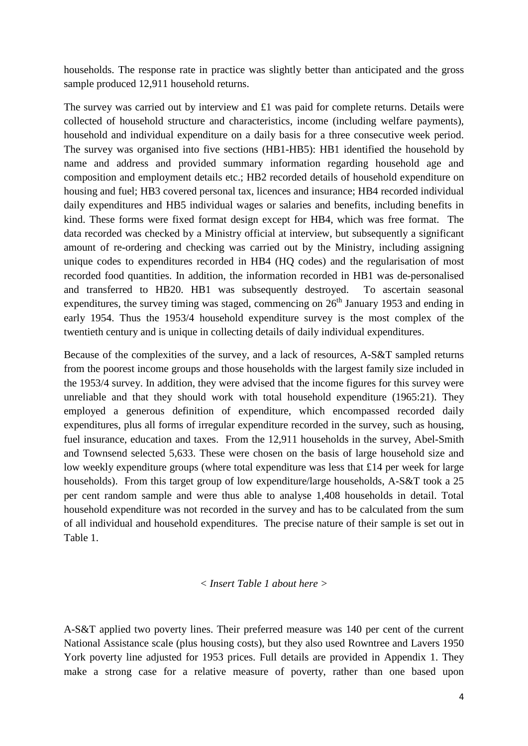households. The response rate in practice was slightly better than anticipated and the gross sample produced 12,911 household returns.

The survey was carried out by interview and £1 was paid for complete returns. Details were collected of household structure and characteristics, income (including welfare payments), household and individual expenditure on a daily basis for a three consecutive week period. The survey was organised into five sections (HB1-HB5): HB1 identified the household by name and address and provided summary information regarding household age and composition and employment details etc.; HB2 recorded details of household expenditure on housing and fuel; HB3 covered personal tax, licences and insurance; HB4 recorded individual daily expenditures and HB5 individual wages or salaries and benefits, including benefits in kind. These forms were fixed format design except for HB4, which was free format. The data recorded was checked by a Ministry official at interview, but subsequently a significant amount of re-ordering and checking was carried out by the Ministry, including assigning unique codes to expenditures recorded in HB4 (HQ codes) and the regularisation of most recorded food quantities. In addition, the information recorded in HB1 was de-personalised and transferred to HB20. HB1 was subsequently destroyed. To ascertain seasonal expenditures, the survey timing was staged, commencing on 26th January 1953 and ending in early 1954. Thus the 1953/4 household expenditure survey is the most complex of the twentieth century and is unique in collecting details of daily individual expenditures.

Because of the complexities of the survey, and a lack of resources, A-S&T sampled returns from the poorest income groups and those households with the largest family size included in the 1953/4 survey. In addition, they were advised that the income figures for this survey were unreliable and that they should work with total household expenditure (1965:21). They employed a generous definition of expenditure, which encompassed recorded daily expenditures, plus all forms of irregular expenditure recorded in the survey, such as housing, fuel insurance, education and taxes. From the 12,911 households in the survey, Abel-Smith and Townsend selected 5,633. These were chosen on the basis of large household size and low weekly expenditure groups (where total expenditure was less that £14 per week for large households). From this target group of low expenditure/large households, A-S&T took a 25 per cent random sample and were thus able to analyse 1,408 households in detail. Total household expenditure was not recorded in the survey and has to be calculated from the sum of all individual and household expenditures. The precise nature of their sample is set out in Table 1.

*< Insert Table 1 about here >*

A-S&T applied two poverty lines. Their preferred measure was 140 per cent of the current National Assistance scale (plus housing costs), but they also used Rowntree and Lavers 1950 York poverty line adjusted for 1953 prices. Full details are provided in Appendix 1. They make a strong case for a relative measure of poverty, rather than one based upon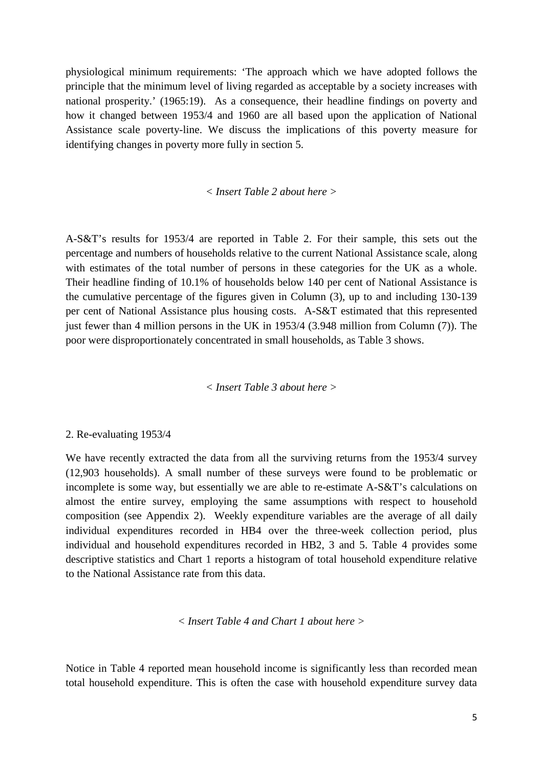physiological minimum requirements: 'The approach which we have adopted follows the principle that the minimum level of living regarded as acceptable by a society increases with national prosperity.' (1965:19). As a consequence, their headline findings on poverty and how it changed between 1953/4 and 1960 are all based upon the application of National Assistance scale poverty-line. We discuss the implications of this poverty measure for identifying changes in poverty more fully in section 5.

*< Insert Table 2 about here >*

A-S&T's results for 1953/4 are reported in Table 2. For their sample, this sets out the percentage and numbers of households relative to the current National Assistance scale, along with estimates of the total number of persons in these categories for the UK as a whole. Their headline finding of 10.1% of households below 140 per cent of National Assistance is the cumulative percentage of the figures given in Column (3), up to and including 130-139 per cent of National Assistance plus housing costs. A-S&T estimated that this represented just fewer than 4 million persons in the UK in 1953/4 (3.948 million from Column (7)). The poor were disproportionately concentrated in small households, as Table 3 shows.

*< Insert Table 3 about here >*

2. Re-evaluating 1953/4

We have recently extracted the data from all the surviving returns from the 1953/4 survey (12,903 households). A small number of these surveys were found to be problematic or incomplete is some way, but essentially we are able to re-estimate A-S&T's calculations on almost the entire survey, employing the same assumptions with respect to household composition (see Appendix 2). Weekly expenditure variables are the average of all daily individual expenditures recorded in HB4 over the three-week collection period, plus individual and household expenditures recorded in HB2, 3 and 5. Table 4 provides some descriptive statistics and Chart 1 reports a histogram of total household expenditure relative to the National Assistance rate from this data.

*< Insert Table 4 and Chart 1 about here >*

Notice in Table 4 reported mean household income is significantly less than recorded mean total household expenditure. This is often the case with household expenditure survey data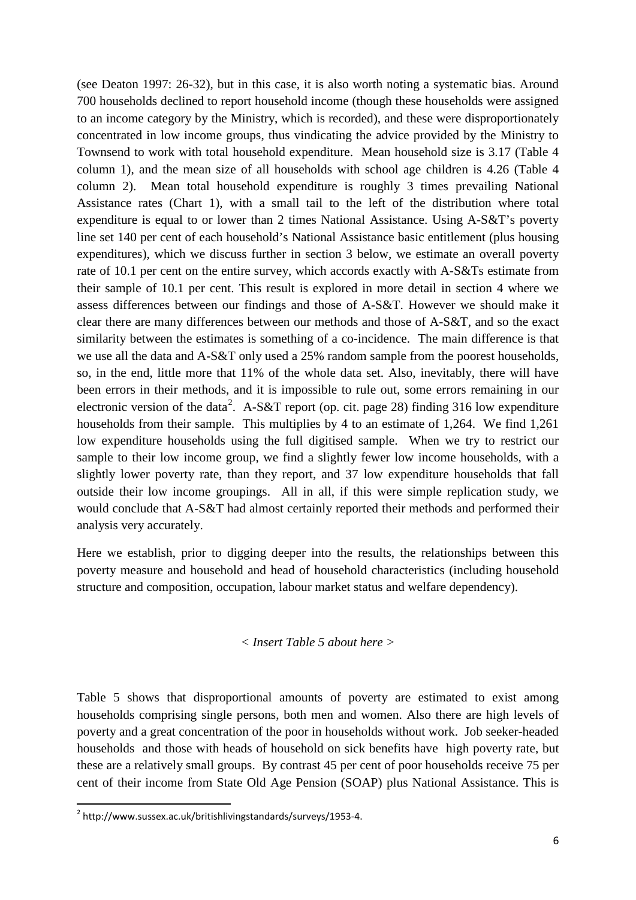(see Deaton 1997: 26-32), but in this case, it is also worth noting a systematic bias. Around 700 households declined to report household income (though these households were assigned to an income category by the Ministry, which is recorded), and these were disproportionately concentrated in low income groups, thus vindicating the advice provided by the Ministry to Townsend to work with total household expenditure. Mean household size is 3.17 (Table 4 column 1), and the mean size of all households with school age children is 4.26 (Table 4 column 2). Mean total household expenditure is roughly 3 times prevailing National Assistance rates (Chart 1), with a small tail to the left of the distribution where total expenditure is equal to or lower than 2 times National Assistance. Using A-S&T's poverty line set 140 per cent of each household's National Assistance basic entitlement (plus housing expenditures), which we discuss further in section 3 below, we estimate an overall poverty rate of 10.1 per cent on the entire survey, which accords exactly with A-S&Ts estimate from their sample of 10.1 per cent. This result is explored in more detail in section 4 where we assess differences between our findings and those of A-S&T. However we should make it clear there are many differences between our methods and those of A-S&T, and so the exact similarity between the estimates is something of a co-incidence. The main difference is that we use all the data and A-S&T only used a 25% random sample from the poorest households, so, in the end, little more that 11% of the whole data set. Also, inevitably, there will have been errors in their methods, and it is impossible to rule out, some errors remaining in our electronic version of the data[2]. A-S&T report (op. cit. page 28) finding 316 low expenditure households from their sample. This multiplies by 4 to an estimate of 1,264. We find 1,261 low expenditure households using the full digitised sample. When we try to restrict our sample to their low income group, we find a slightly fewer low income households, with a slightly lower poverty rate, than they report, and 37 low expenditure households that fall outside their low income groupings. All in all, if this were simple replication study, we would conclude that A-S&T had almost certainly reported their methods and performed their analysis very accurately.

Here we establish, prior to digging deeper into the results, the relationships between this poverty measure and household and head of household characteristics (including household structure and composition, occupation, labour market status and welfare dependency).

< *Insert Table 5 about here* >

Table 5 shows that disproportional amounts of poverty are estimated to exist among households comprising single persons, both men and women. Also there are high levels of poverty and a great concentration of the poor in households without work. Job seeker-headed households and those with heads of household on sick benefits have high poverty rate, but these are a relatively small groups. By contrast 45 per cent of poor households receive 75 per cent of their income from State Old Age Pension (SOAP) plus National Assistance. This is

[2] http://www.sussex.ac.uk/britishlivingstandards/surveys/1953-4.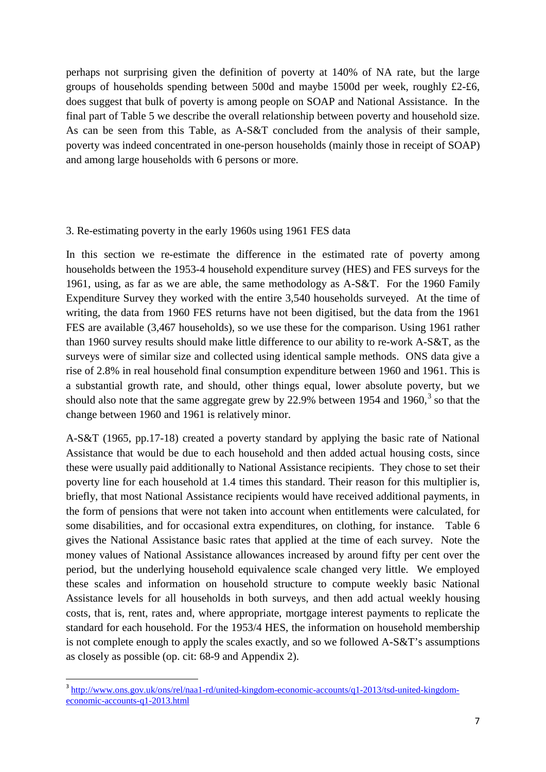perhaps not surprising given the definition of poverty at 140% of NA rate, but the large groups of households spending between 500d and maybe 1500d per week, roughly £2-£6, does suggest that bulk of poverty is among people on SOAP and National Assistance. In the final part of Table 5 we describe the overall relationship between poverty and household size. As can be seen from this Table, as A-S&T concluded from the analysis of their sample, poverty was indeed concentrated in one-person households (mainly those in receipt of SOAP) and among large households with 6 persons or more.

## 3. Re-estimating poverty in the early 1960s using 1961 FES data

In this section we re-estimate the difference in the estimated rate of poverty among households between the 1953-4 household expenditure survey (HES) and FES surveys for the 1961, using, as far as we are able, the same methodology as A-S&T. For the 1960 Family Expenditure Survey they worked with the entire 3,540 households surveyed. At the time of writing, the data from 1960 FES returns have not been digitised, but the data from the 1961 FES are available (3,467 households), so we use these for the comparison. Using 1961 rather than 1960 survey results should make little difference to our ability to re-work A-S&T, as the surveys were of similar size and collected using identical sample methods. ONS data give a rise of 2.8% in real household final consumption expenditure between 1960 and 1961. This is a substantial growth rate, and should, other things equal, lower absolute poverty, but we should also note that the same aggregate grew by 22.9% between 1954 and 1960,[3] so that the change between 1960 and 1961 is relatively minor.

A-S&T (1965, pp.17-18) created a poverty standard by applying the basic rate of National Assistance that would be due to each household and then added actual housing costs, since these were usually paid additionally to National Assistance recipients. They chose to set their poverty line for each household at 1.4 times this standard. Their reason for this multiplier is, briefly, that most National Assistance recipients would have received additional payments, in the form of pensions that were not taken into account when entitlements were calculated, for some disabilities, and for occasional extra expenditures, on clothing, for instance. Table 6 gives the National Assistance basic rates that applied at the time of each survey. Note the money values of National Assistance allowances increased by around fifty per cent over the period, but the underlying household equivalence scale changed very little. We employed these scales and information on household structure to compute weekly basic National Assistance levels for all households in both surveys, and then add actual weekly housing costs, that is, rent, rates and, where appropriate, mortgage interest payments to replicate the standard for each household. For the 1953/4 HES, the information on household membership is not complete enough to apply the scales exactly, and so we followed A-S&T's assumptions as closely as possible (op. cit: 68-9 and Appendix 2).

[3] http://www.ons.gov.uk/ons/rel/naa1-rd/united-kingdom-economic-accounts/q1-2013/tsd-united-kingdom-economic-accounts-q1-2013.html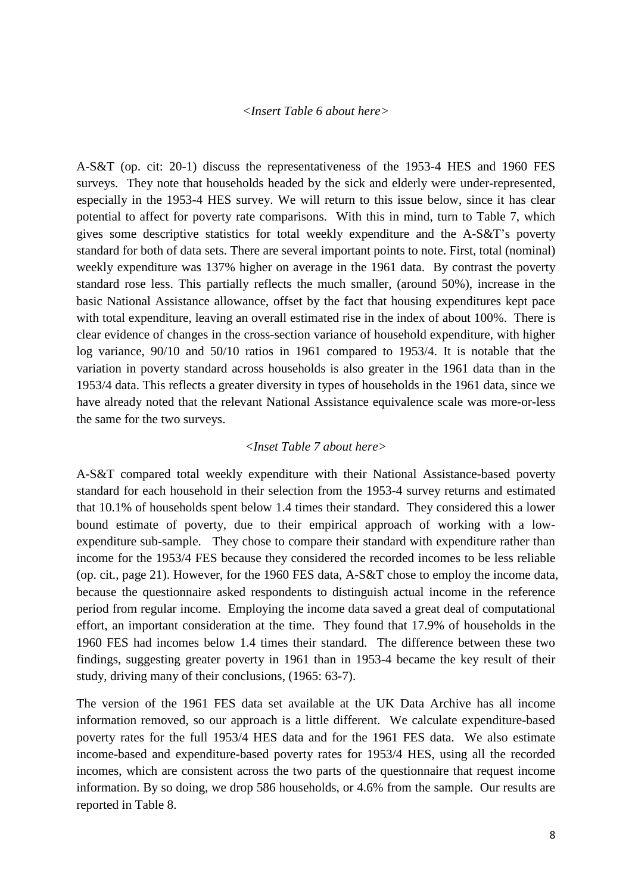*<Insert Table 6 about here>*

A-S&T (op. cit: 20-1) discuss the representativeness of the 1953-4 HES and 1960 FES surveys. They note that households headed by the sick and elderly were under-represented, especially in the 1953-4 HES survey. We will return to this issue below, since it has clear potential to affect for poverty rate comparisons. With this in mind, turn to Table 7, which gives some descriptive statistics for total weekly expenditure and the A-S&T's poverty standard for both of data sets. There are several important points to note. First, total (nominal) weekly expenditure was 137% higher on average in the 1961 data. By contrast the poverty standard rose less. This partially reflects the much smaller, (around 50%), increase in the basic National Assistance allowance, offset by the fact that housing expenditures kept pace with total expenditure, leaving an overall estimated rise in the index of about 100%. There is clear evidence of changes in the cross-section variance of household expenditure, with higher log variance, 90/10 and 50/10 ratios in 1961 compared to 1953/4. It is notable that the variation in poverty standard across households is also greater in the 1961 data than in the 1953/4 data. This reflects a greater diversity in types of households in the 1961 data, since we have already noted that the relevant National Assistance equivalence scale was more-or-less the same for the two surveys.

*<Inset Table 7 about here>*

A-S&T compared total weekly expenditure with their National Assistance-based poverty standard for each household in their selection from the 1953-4 survey returns and estimated that 10.1% of households spent below 1.4 times their standard. They considered this a lower bound estimate of poverty, due to their empirical approach of working with a low-expenditure sub-sample. They chose to compare their standard with expenditure rather than income for the 1953/4 FES because they considered the recorded incomes to be less reliable (op. cit., page 21). However, for the 1960 FES data, A-S&T chose to employ the income data, because the questionnaire asked respondents to distinguish actual income in the reference period from regular income. Employing the income data saved a great deal of computational effort, an important consideration at the time. They found that 17.9% of households in the 1960 FES had incomes below 1.4 times their standard. The difference between these two findings, suggesting greater poverty in 1961 than in 1953-4 became the key result of their study, driving many of their conclusions, (1965: 63-7).

The version of the 1961 FES data set available at the UK Data Archive has all income information removed, so our approach is a little different. We calculate expenditure-based poverty rates for the full 1953/4 HES data and for the 1961 FES data. We also estimate income-based and expenditure-based poverty rates for 1953/4 HES, using all the recorded incomes, which are consistent across the two parts of the questionnaire that request income information. By so doing, we drop 586 households, or 4.6% from the sample. Our results are reported in Table 8.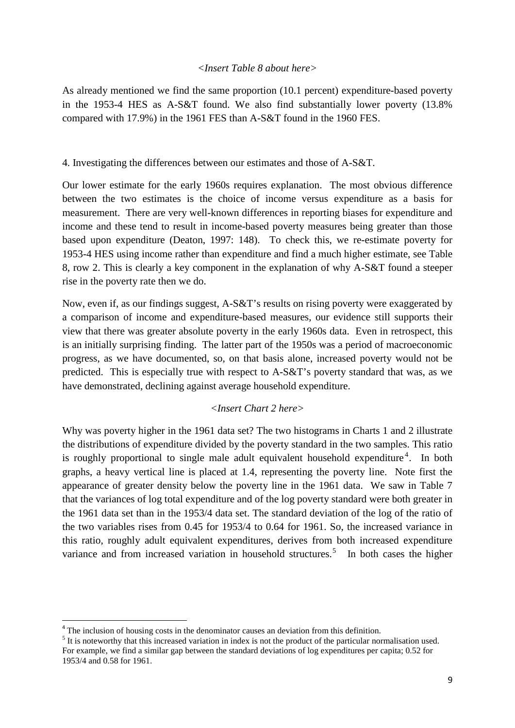*<Insert Table 8 about here>*

As already mentioned we find the same proportion (10.1 percent) expenditure-based poverty in the 1953-4 HES as A-S&T found. We also find substantially lower poverty (13.8% compared with 17.9%) in the 1961 FES than A-S&T found in the 1960 FES.

## 4. Investigating the differences between our estimates and those of A-S&T.

Our lower estimate for the early 1960s requires explanation. The most obvious difference between the two estimates is the choice of income versus expenditure as a basis for measurement. There are very well-known differences in reporting biases for expenditure and income and these tend to result in income-based poverty measures being greater than those based upon expenditure (Deaton, 1997: 148). To check this, we re-estimate poverty for 1953-4 HES using income rather than expenditure and find a much higher estimate, see Table 8, row 2. This is clearly a key component in the explanation of why A-S&T found a steeper rise in the poverty rate then we do.

Now, even if, as our findings suggest, A-S&T's results on rising poverty were exaggerated by a comparison of income and expenditure-based measures, our evidence still supports their view that there was greater absolute poverty in the early 1960s data. Even in retrospect, this is an initially surprising finding. The latter part of the 1950s was a period of macroeconomic progress, as we have documented, so, on that basis alone, increased poverty would not be predicted. This is especially true with respect to A-S&T's poverty standard that was, as we have demonstrated, declining against average household expenditure.

*<Insert Chart 2 here>*

Why was poverty higher in the 1961 data set? The two histograms in Charts 1 and 2 illustrate the distributions of expenditure divided by the poverty standard in the two samples. This ratio is roughly proportional to single male adult equivalent household expenditure[4]. In both graphs, a heavy vertical line is placed at 1.4, representing the poverty line. Note first the appearance of greater density below the poverty line in the 1961 data. We saw in Table 7 that the variances of log total expenditure and of the log poverty standard were both greater in the 1961 data set than in the 1953/4 data set. The standard deviation of the log of the ratio of the two variables rises from 0.45 for 1953/4 to 0.64 for 1961. So, the increased variance in this ratio, roughly adult equivalent expenditures, derives from both increased expenditure variance and from increased variation in household structures.[5] In both cases the higher

---

[4] The inclusion of housing costs in the denominator causes an deviation from this definition.

[5] It is noteworthy that this increased variation in index is not the product of the particular normalisation used. For example, we find a similar gap between the standard deviations of log expenditures per capita; 0.52 for 1953/4 and 0.58 for 1961.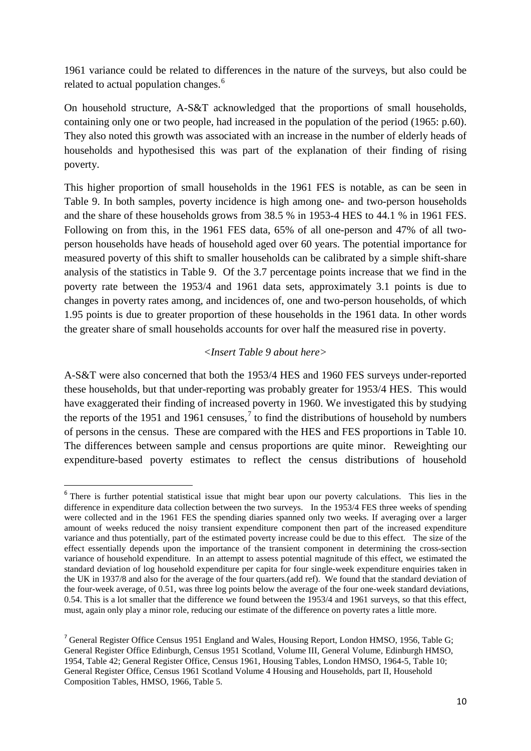1961 variance could be related to differences in the nature of the surveys, but also could be related to actual population changes.[6]

On household structure, A-S&T acknowledged that the proportions of small households, containing only one or two people, had increased in the population of the period (1965: p.60). They also noted this growth was associated with an increase in the number of elderly heads of households and hypothesised this was part of the explanation of their finding of rising poverty.

This higher proportion of small households in the 1961 FES is notable, as can be seen in Table 9. In both samples, poverty incidence is high among one- and two-person households and the share of these households grows from 38.5 % in 1953-4 HES to 44.1 % in 1961 FES. Following on from this, in the 1961 FES data, 65% of all one-person and 47% of all two-person households have heads of household aged over 60 years. The potential importance for measured poverty of this shift to smaller households can be calibrated by a simple shift-share analysis of the statistics in Table 9. Of the 3.7 percentage points increase that we find in the poverty rate between the 1953/4 and 1961 data sets, approximately 3.1 points is due to changes in poverty rates among, and incidences of, one and two-person households, of which 1.95 points is due to greater proportion of these households in the 1961 data. In other words the greater share of small households accounts for over half the measured rise in poverty.

*<Insert Table 9 about here>*

A-S&T were also concerned that both the 1953/4 HES and 1960 FES surveys under-reported these households, but that under-reporting was probably greater for 1953/4 HES. This would have exaggerated their finding of increased poverty in 1960. We investigated this by studying the reports of the 1951 and 1961 censuses,[7] to find the distributions of household by numbers of persons in the census. These are compared with the HES and FES proportions in Table 10. The differences between sample and census proportions are quite minor. Reweighting our expenditure-based poverty estimates to reflect the census distributions of household

---

[6] There is further potential statistical issue that might bear upon our poverty calculations. This lies in the difference in expenditure data collection between the two surveys. In the 1953/4 FES three weeks of spending were collected and in the 1961 FES the spending diaries spanned only two weeks. If averaging over a larger amount of weeks reduced the noisy transient expenditure component then part of the increased expenditure variance and thus potentially, part of the estimated poverty increase could be due to this effect. The size of the effect essentially depends upon the importance of the transient component in determining the cross-section variance of household expenditure. In an attempt to assess potential magnitude of this effect, we estimated the standard deviation of log household expenditure per capita for four single-week expenditure enquiries taken in the UK in 1937/8 and also for the average of the four quarters.(add ref). We found that the standard deviation of the four-week average, of 0.51, was three log points below the average of the four one-week standard deviations, 0.54. This is a lot smaller that the difference we found between the 1953/4 and 1961 surveys, so that this effect, must, again only play a minor role, reducing our estimate of the difference on poverty rates a little more.

[7] General Register Office Census 1951 England and Wales, Housing Report, London HMSO, 1956, Table G; General Register Office Edinburgh, Census 1951 Scotland, Volume III, General Volume, Edinburgh HMSO, 1954, Table 42; General Register Office, Census 1961, Housing Tables, London HMSO, 1964-5, Table 10; General Register Office, Census 1961 Scotland Volume 4 Housing and Households, part II, Household Composition Tables, HMSO, 1966, Table 5.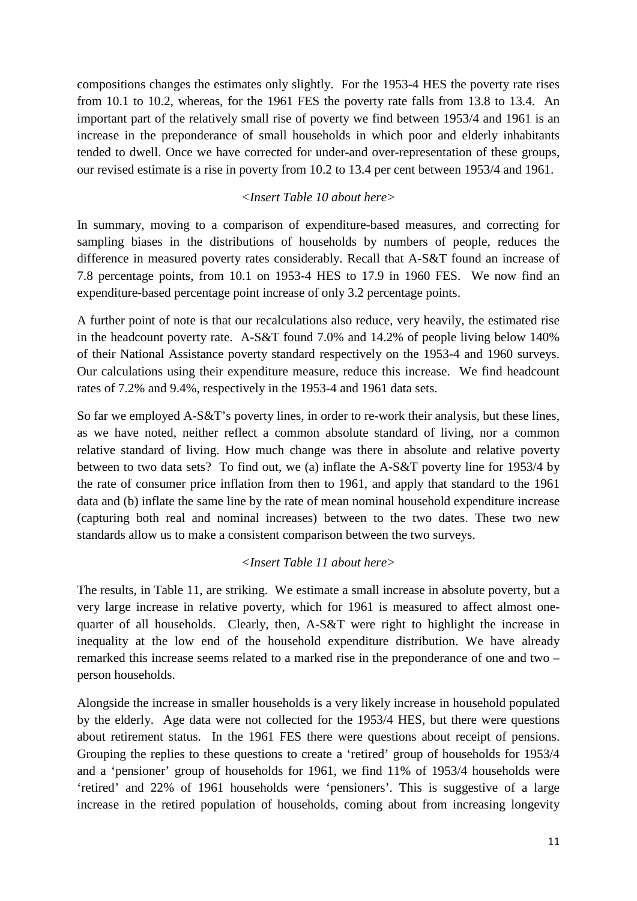compositions changes the estimates only slightly. For the 1953-4 HES the poverty rate rises from 10.1 to 10.2, whereas, for the 1961 FES the poverty rate falls from 13.8 to 13.4. An important part of the relatively small rise of poverty we find between 1953/4 and 1961 is an increase in the preponderance of small households in which poor and elderly inhabitants tended to dwell. Once we have corrected for under-and over-representation of these groups, our revised estimate is a rise in poverty from 10.2 to 13.4 per cent between 1953/4 and 1961.

*<Insert Table 10 about here>*

In summary, moving to a comparison of expenditure-based measures, and correcting for sampling biases in the distributions of households by numbers of people, reduces the difference in measured poverty rates considerably. Recall that A-S&T found an increase of 7.8 percentage points, from 10.1 on 1953-4 HES to 17.9 in 1960 FES. We now find an expenditure-based percentage point increase of only 3.2 percentage points.

A further point of note is that our recalculations also reduce, very heavily, the estimated rise in the headcount poverty rate. A-S&T found 7.0% and 14.2% of people living below 140% of their National Assistance poverty standard respectively on the 1953-4 and 1960 surveys. Our calculations using their expenditure measure, reduce this increase. We find headcount rates of 7.2% and 9.4%, respectively in the 1953-4 and 1961 data sets.

So far we employed A-S&T's poverty lines, in order to re-work their analysis, but these lines, as we have noted, neither reflect a common absolute standard of living, nor a common relative standard of living. How much change was there in absolute and relative poverty between to two data sets? To find out, we (a) inflate the A-S&T poverty line for 1953/4 by the rate of consumer price inflation from then to 1961, and apply that standard to the 1961 data and (b) inflate the same line by the rate of mean nominal household expenditure increase (capturing both real and nominal increases) between to the two dates. These two new standards allow us to make a consistent comparison between the two surveys.

*<Insert Table 11 about here>*

The results, in Table 11, are striking. We estimate a small increase in absolute poverty, but a very large increase in relative poverty, which for 1961 is measured to affect almost one-quarter of all households. Clearly, then, A-S&T were right to highlight the increase in inequality at the low end of the household expenditure distribution. We have already remarked this increase seems related to a marked rise in the preponderance of one and two – person households.

Alongside the increase in smaller households is a very likely increase in household populated by the elderly. Age data were not collected for the 1953/4 HES, but there were questions about retirement status. In the 1961 FES there were questions about receipt of pensions. Grouping the replies to these questions to create a 'retired' group of households for 1953/4 and a 'pensioner' group of households for 1961, we find 11% of 1953/4 households were 'retired' and 22% of 1961 households were 'pensioners'. This is suggestive of a large increase in the retired population of households, coming about from increasing longevity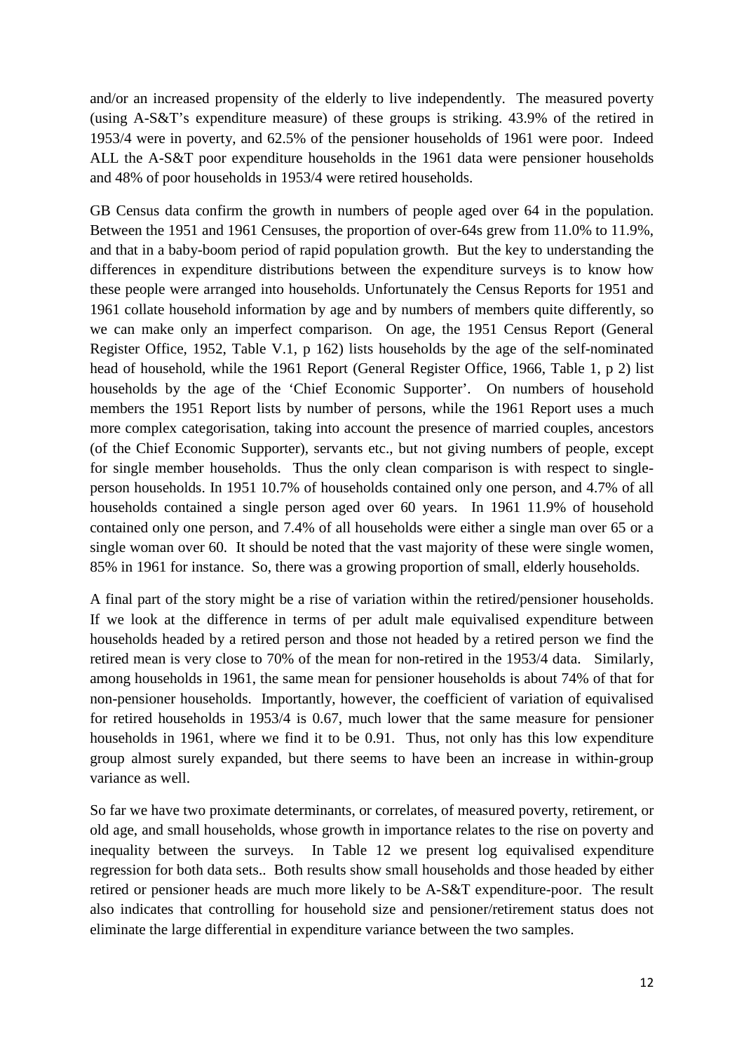and/or an increased propensity of the elderly to live independently. The measured poverty (using A-S&T's expenditure measure) of these groups is striking. 43.9% of the retired in 1953/4 were in poverty, and 62.5% of the pensioner households of 1961 were poor. Indeed ALL the A-S&T poor expenditure households in the 1961 data were pensioner households and 48% of poor households in 1953/4 were retired households.

GB Census data confirm the growth in numbers of people aged over 64 in the population. Between the 1951 and 1961 Censuses, the proportion of over-64s grew from 11.0% to 11.9%, and that in a baby-boom period of rapid population growth. But the key to understanding the differences in expenditure distributions between the expenditure surveys is to know how these people were arranged into households. Unfortunately the Census Reports for 1951 and 1961 collate household information by age and by numbers of members quite differently, so we can make only an imperfect comparison. On age, the 1951 Census Report (General Register Office, 1952, Table V.1, p 162) lists households by the age of the self-nominated head of household, while the 1961 Report (General Register Office, 1966, Table 1, p 2) list households by the age of the 'Chief Economic Supporter'. On numbers of household members the 1951 Report lists by number of persons, while the 1961 Report uses a much more complex categorisation, taking into account the presence of married couples, ancestors (of the Chief Economic Supporter), servants etc., but not giving numbers of people, except for single member households. Thus the only clean comparison is with respect to single-person households. In 1951 10.7% of households contained only one person, and 4.7% of all households contained a single person aged over 60 years. In 1961 11.9% of household contained only one person, and 7.4% of all households were either a single man over 65 or a single woman over 60. It should be noted that the vast majority of these were single women, 85% in 1961 for instance. So, there was a growing proportion of small, elderly households.

A final part of the story might be a rise of variation within the retired/pensioner households. If we look at the difference in terms of per adult male equivalised expenditure between households headed by a retired person and those not headed by a retired person we find the retired mean is very close to 70% of the mean for non-retired in the 1953/4 data. Similarly, among households in 1961, the same mean for pensioner households is about 74% of that for non-pensioner households. Importantly, however, the coefficient of variation of equivalised for retired households in 1953/4 is 0.67, much lower that the same measure for pensioner households in 1961, where we find it to be 0.91. Thus, not only has this low expenditure group almost surely expanded, but there seems to have been an increase in within-group variance as well.

So far we have two proximate determinants, or correlates, of measured poverty, retirement, or old age, and small households, whose growth in importance relates to the rise on poverty and inequality between the surveys. In Table 12 we present log equivalised expenditure regression for both data sets.. Both results show small households and those headed by either retired or pensioner heads are much more likely to be A-S&T expenditure-poor. The result also indicates that controlling for household size and pensioner/retirement status does not eliminate the large differential in expenditure variance between the two samples.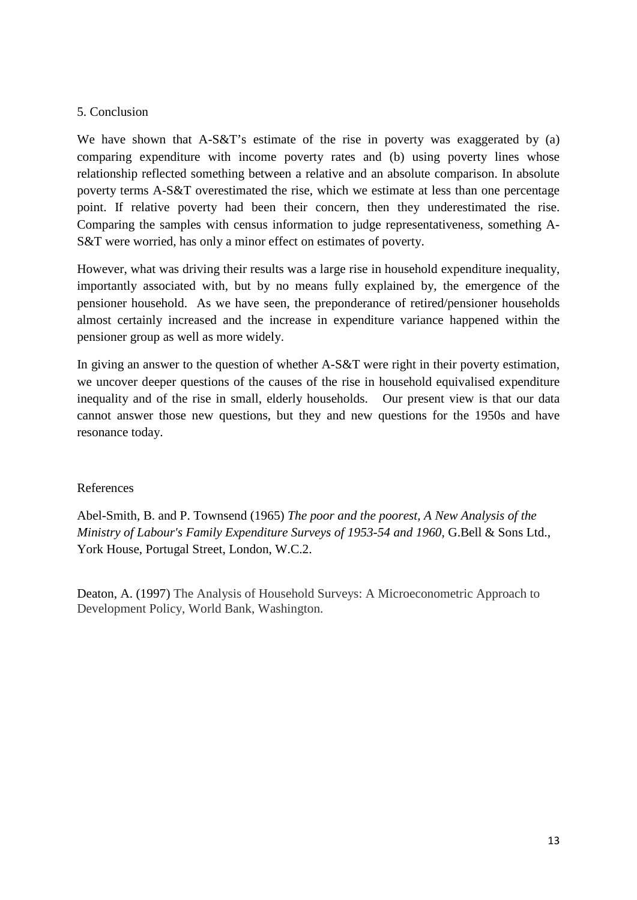## 5. Conclusion

We have shown that A-S&T's estimate of the rise in poverty was exaggerated by (a) comparing expenditure with income poverty rates and (b) using poverty lines whose relationship reflected something between a relative and an absolute comparison. In absolute poverty terms A-S&T overestimated the rise, which we estimate at less than one percentage point. If relative poverty had been their concern, then they underestimated the rise. Comparing the samples with census information to judge representativeness, something A-S&T were worried, has only a minor effect on estimates of poverty.

However, what was driving their results was a large rise in household expenditure inequality, importantly associated with, but by no means fully explained by, the emergence of the pensioner household. As we have seen, the preponderance of retired/pensioner households almost certainly increased and the increase in expenditure variance happened within the pensioner group as well as more widely.

In giving an answer to the question of whether A-S&T were right in their poverty estimation, we uncover deeper questions of the causes of the rise in household equivalised expenditure inequality and of the rise in small, elderly households. Our present view is that our data cannot answer those new questions, but they and new questions for the 1950s and have resonance today.

## References

Abel-Smith, B. and P. Townsend (1965) *The poor and the poorest, A New Analysis of the Ministry of Labour's Family Expenditure Surveys of 1953-54 and 1960*, G.Bell & Sons Ltd., York House, Portugal Street, London, W.C.2.

Deaton, A. (1997) The Analysis of Household Surveys: A Microeconometric Approach to Development Policy, World Bank, Washington.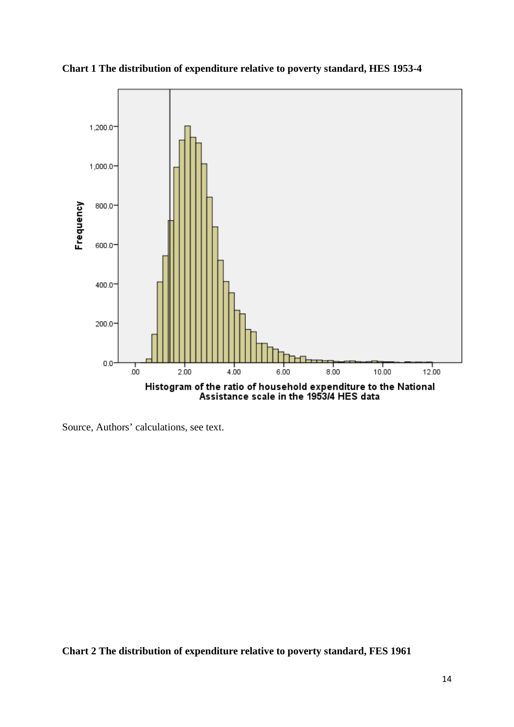**Chart 1 The distribution of expenditure relative to poverty standard, HES 1953-4**

Source, Authors' calculations, see text.

**Chart 2 The distribution of expenditure relative to poverty standard, FES 1961**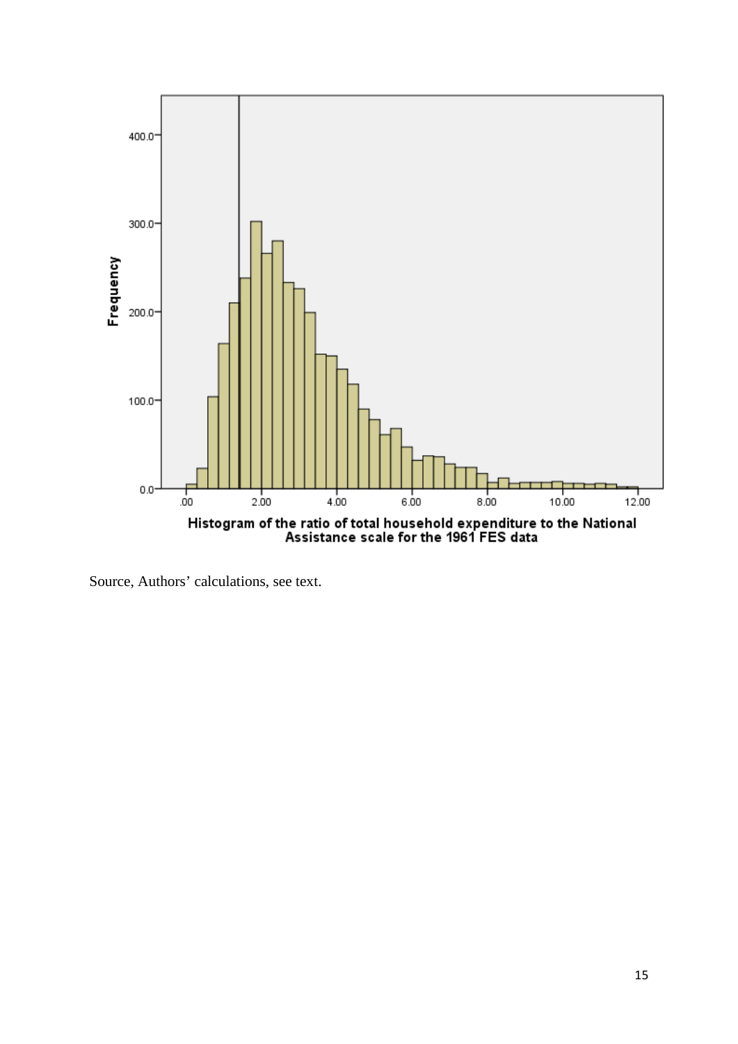Histogram of the ratio of total household expenditure to the National Assistance scale for the 1961 FES data

Source, Authors' calculations, see text.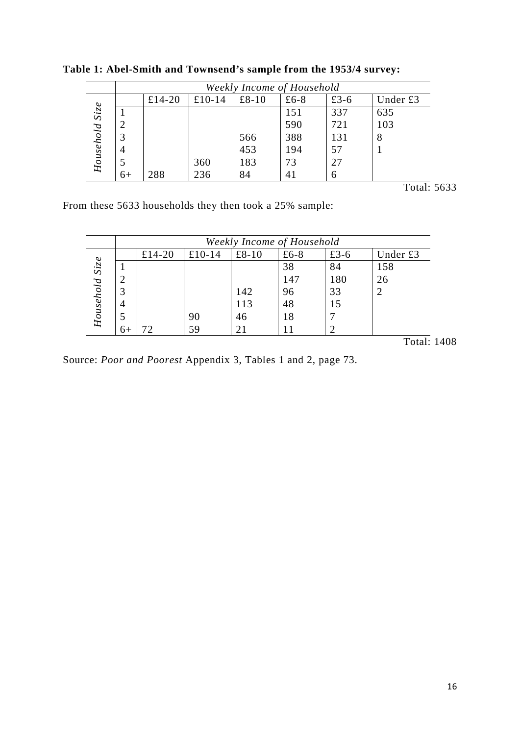**Table 1: Abel-Smith and Townsend's sample from the 1953/4 survey:**

| | *Weekly Income of Household* | | | | | |
|---|---|---|---|---|---|---|
| *Household Size* | £14-20 | £10-14 | £8-10 | £6-8 | £3-6 | Under £3 |
| 1 | | | | 151 | 337 | 635 |
| 2 | | | | 590 | 721 | 103 |
| 3 | | | 566 | 388 | 131 | 8 |
| 4 | | | 453 | 194 | 57 | 1 |
| 5 | | 360 | 183 | 73 | 27 | |
| 6+ | 288 | 236 | 84 | 41 | 6 | |

Total: 5633

From these 5633 households they then took a 25% sample:

| | *Weekly Income of Household* | | | | | |
|---|---|---|---|---|---|---|
| *Household Size* | £14-20 | £10-14 | £8-10 | £6-8 | £3-6 | Under £3 |
| 1 | | | | 38 | 84 | 158 |
| 2 | | | | 147 | 180 | 26 |
| 3 | | | 142 | 96 | 33 | 2 |
| 4 | | | 113 | 48 | 15 | |
| 5 | | 90 | 46 | 18 | 7 | |
| 6+ | 72 | 59 | 21 | 11 | 2 | |

Total: 1408

Source: *Poor and Poorest* Appendix 3, Tables 1 and 2, page 73.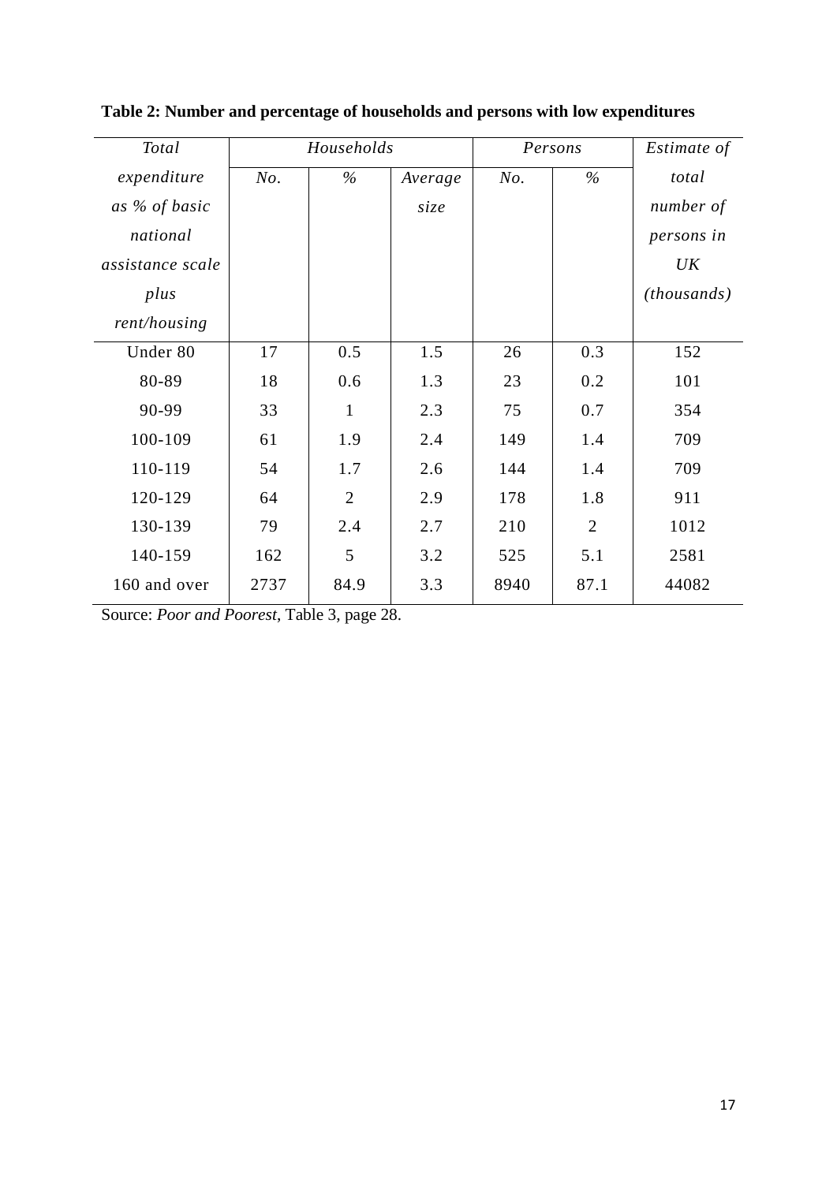**Table 2: Number and percentage of households and persons with low expenditures**

| *Total expenditure as % of basic national assistance scale plus rent/housing* | *Households* | | | *Persons* | | *Estimate of total number of persons in UK (thousands)* |
|---|---|---|---|---|---|---|
| | *No.* | *%* | *Average size* | *No.* | *%* | |
| Under 80 | 17 | 0.5 | 1.5 | 26 | 0.3 | 152 |
| 80-89 | 18 | 0.6 | 1.3 | 23 | 0.2 | 101 |
| 90-99 | 33 | 1 | 2.3 | 75 | 0.7 | 354 |
| 100-109 | 61 | 1.9 | 2.4 | 149 | 1.4 | 709 |
| 110-119 | 54 | 1.7 | 2.6 | 144 | 1.4 | 709 |
| 120-129 | 64 | 2 | 2.9 | 178 | 1.8 | 911 |
| 130-139 | 79 | 2.4 | 2.7 | 210 | 2 | 1012 |
| 140-159 | 162 | 5 | 3.2 | 525 | 5.1 | 2581 |
| 160 and over | 2737 | 84.9 | 3.3 | 8940 | 87.1 | 44082 |

Source: *Poor and Poorest*, Table 3, page 28.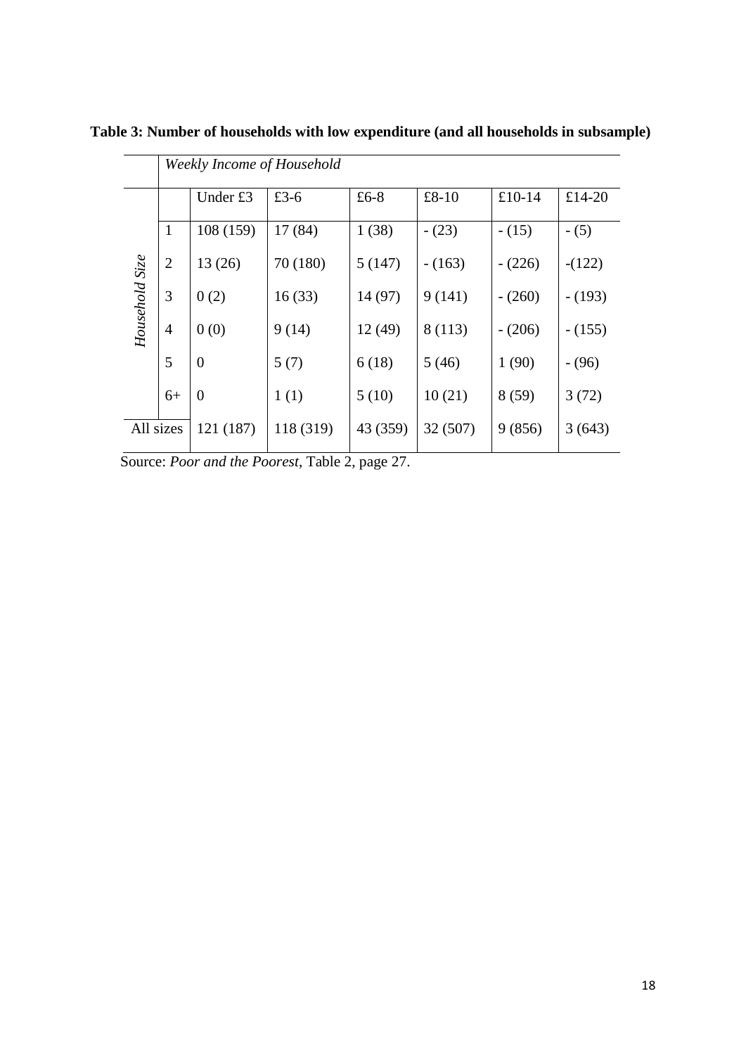**Table 3: Number of households with low expenditure (and all households in subsample)**

| | *Weekly Income of Household* | | | | | | |
|---|---|---|---|---|---|---|---|
| | | Under £3 | £3-6 | £6-8 | £8-10 | £10-14 | £14-20 |
| *Household Size* | 1 | 108 (159) | 17 (84) | 1 (38) | - (23) | - (15) | - (5) |
| | 2 | 13 (26) | 70 (180) | 5 (147) | - (163) | - (226) | -(122) |
| | 3 | 0 (2) | 16 (33) | 14 (97) | 9 (141) | - (260) | - (193) |
| | 4 | 0 (0) | 9 (14) | 12 (49) | 8 (113) | - (206) | - (155) |
| | 5 | 0 | 5 (7) | 6 (18) | 5 (46) | 1 (90) | - (96) |
| | 6+ | 0 | 1 (1) | 5 (10) | 10 (21) | 8 (59) | 3 (72) |
| All sizes | | 121 (187) | 118 (319) | 43 (359) | 32 (507) | 9 (856) | 3 (643) |

Source: *Poor and the Poorest*, Table 2, page 27.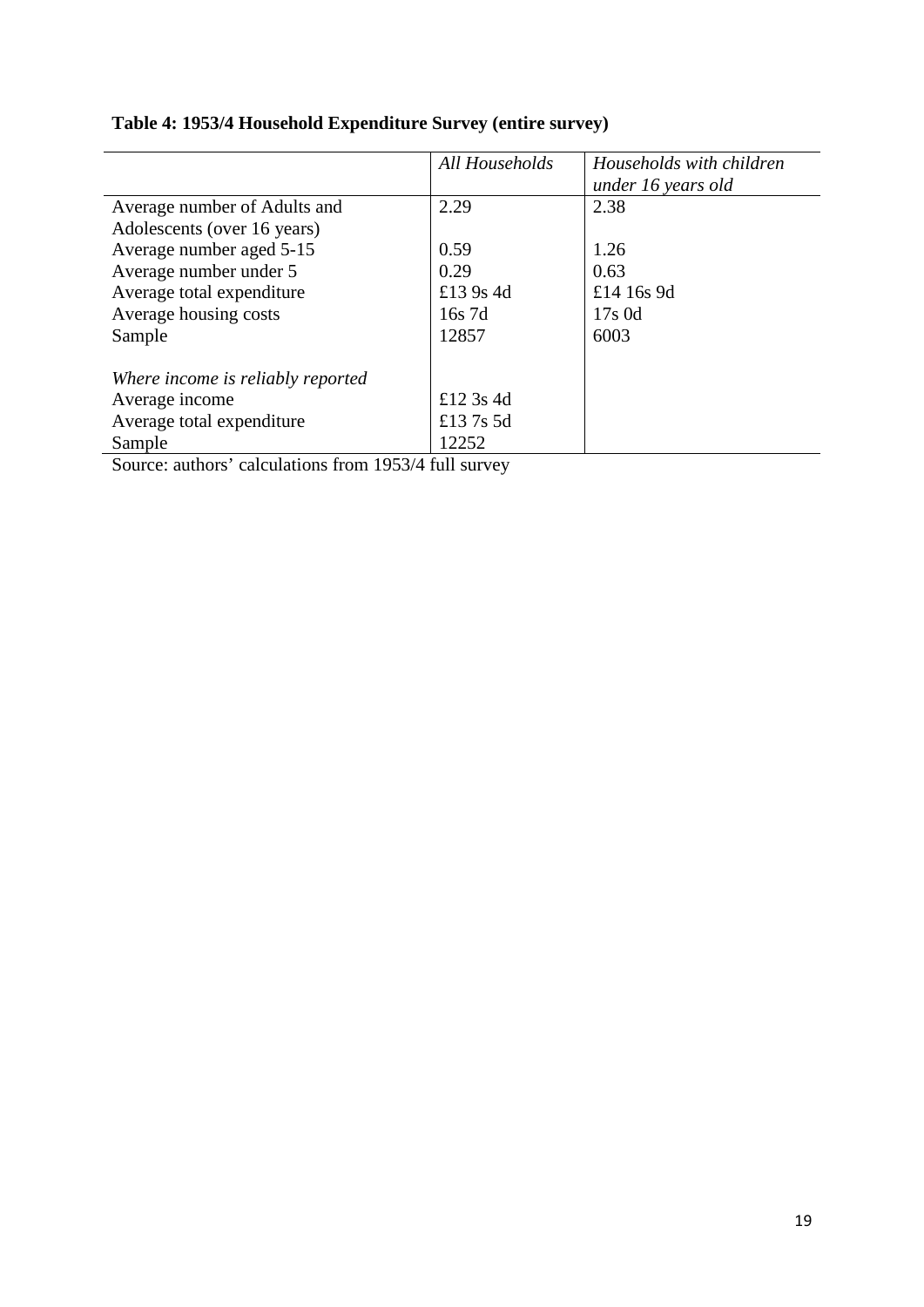**Table 4: 1953/4 Household Expenditure Survey (entire survey)**

| | *All Households* | *Households with children under 16 years old* |
|---|---|---|
| Average number of Adults and Adolescents (over 16 years) | 2.29 | 2.38 |
| Average number aged 5-15 | 0.59 | 1.26 |
| Average number under 5 | 0.29 | 0.63 |
| Average total expenditure | £13 9s 4d | £14 16s 9d |
| Average housing costs | 16s 7d | 17s 0d |
| Sample | 12857 | 6003 |
| *Where income is reliably reported* | | |
| Average income | £12 3s 4d | |
| Average total expenditure | £13 7s 5d | |
| Sample | 12252 | |

Source: authors' calculations from 1953/4 full survey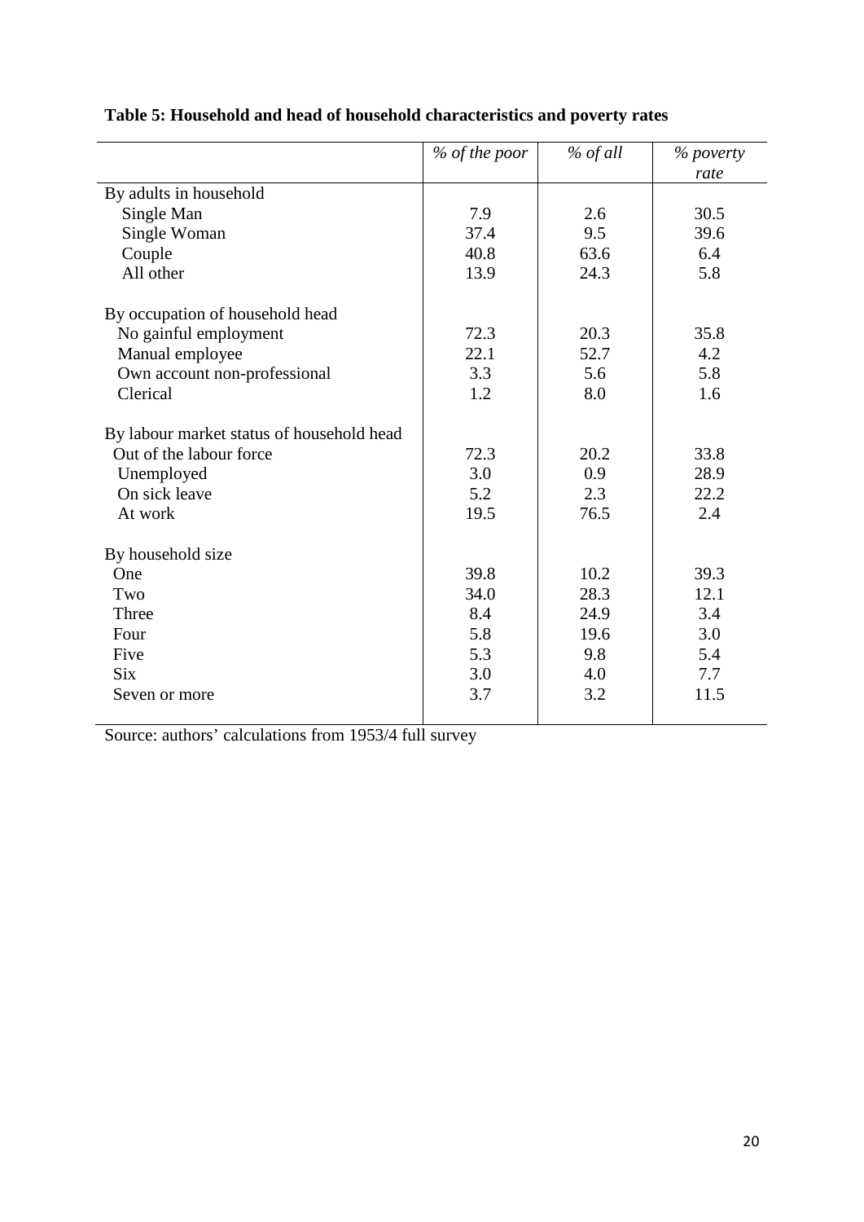**Table 5: Household and head of household characteristics and poverty rates**

| | *% of the poor* | *% of all* | *% poverty rate* |
|---|---|---|---|
| By adults in household | | | |
| Single Man | 7.9 | 2.6 | 30.5 |
| Single Woman | 37.4 | 9.5 | 39.6 |
| Couple | 40.8 | 63.6 | 6.4 |
| All other | 13.9 | 24.3 | 5.8 |
| By occupation of household head | | | |
| No gainful employment | 72.3 | 20.3 | 35.8 |
| Manual employee | 22.1 | 52.7 | 4.2 |
| Own account non-professional | 3.3 | 5.6 | 5.8 |
| Clerical | 1.2 | 8.0 | 1.6 |
| By labour market status of household head | | | |
| Out of the labour force | 72.3 | 20.2 | 33.8 |
| Unemployed | 3.0 | 0.9 | 28.9 |
| On sick leave | 5.2 | 2.3 | 22.2 |
| At work | 19.5 | 76.5 | 2.4 |
| By household size | | | |
| One | 39.8 | 10.2 | 39.3 |
| Two | 34.0 | 28.3 | 12.1 |
| Three | 8.4 | 24.9 | 3.4 |
| Four | 5.8 | 19.6 | 3.0 |
| Five | 5.3 | 9.8 | 5.4 |
| Six | 3.0 | 4.0 | 7.7 |
| Seven or more | 3.7 | 3.2 | 11.5 |

Source: authors' calculations from 1953/4 full survey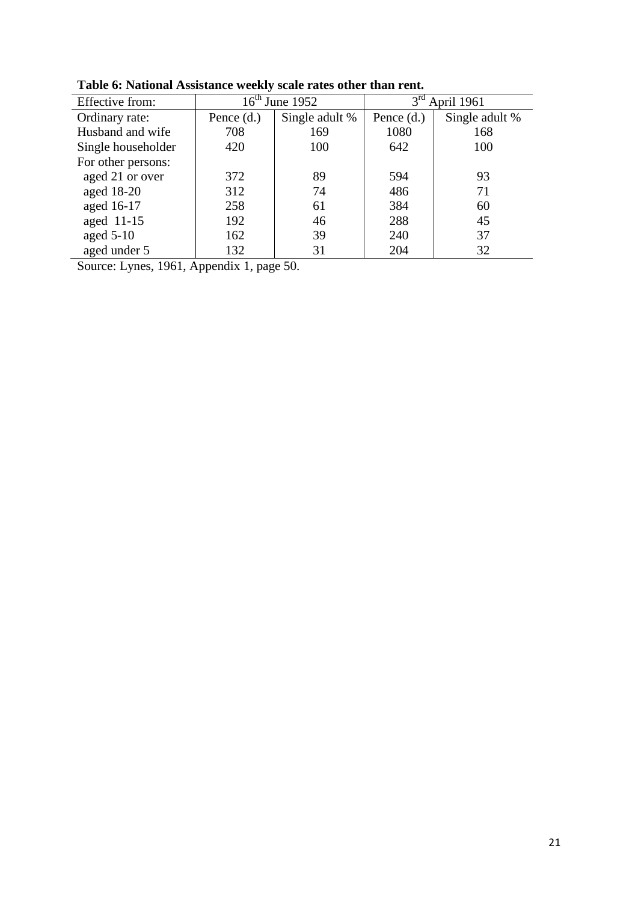**Table 6: National Assistance weekly scale rates other than rent.**

| Effective from: | 16th June 1952 | | 3rd April 1961 | |
|---|---|---|---|---|
| Ordinary rate: | Pence (d.) | Single adult % | Pence (d.) | Single adult % |
| Husband and wife | 708 | 169 | 1080 | 168 |
| Single householder | 420 | 100 | 642 | 100 |
| For other persons: | | | | |
| aged 21 or over | 372 | 89 | 594 | 93 |
| aged 18-20 | 312 | 74 | 486 | 71 |
| aged 16-17 | 258 | 61 | 384 | 60 |
| aged 11-15 | 192 | 46 | 288 | 45 |
| aged 5-10 | 162 | 39 | 240 | 37 |
| aged under 5 | 132 | 31 | 204 | 32 |

Source: Lynes, 1961, Appendix 1, page 50.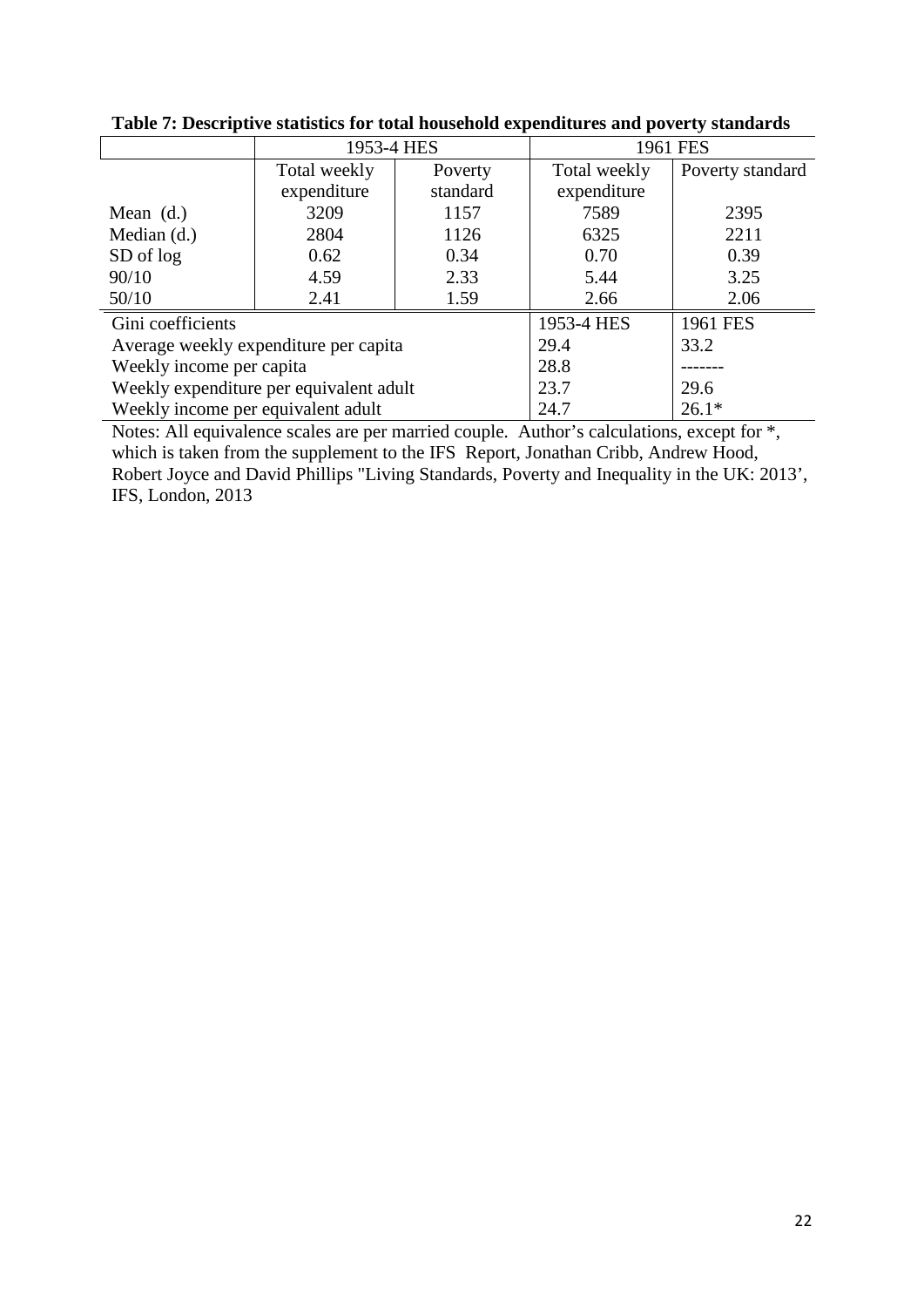**Table 7: Descriptive statistics for total household expenditures and poverty standards**

| | 1953-4 HES | | 1961 FES | |
|---|---|---|---|---|
| | Total weekly expenditure | Poverty standard | Total weekly expenditure | Poverty standard |
| Mean (d.) | 3209 | 1157 | 7589 | 2395 |
| Median (d.) | 2804 | 1126 | 6325 | 2211 |
| SD of log | 0.62 | 0.34 | 0.70 | 0.39 |
| 90/10 | 4.59 | 2.33 | 5.44 | 3.25 |
| 50/10 | 2.41 | 1.59 | 2.66 | 2.06 |

| Gini coefficients | 1953-4 HES | 1961 FES |
|---|---|---|
| Average weekly expenditure per capita | 29.4 | 33.2 |
| Weekly income per capita | 28.8 | ------- |
| Weekly expenditure per equivalent adult | 23.7 | 29.6 |
| Weekly income per equivalent adult | 24.7 | 26.1* |

Notes: All equivalence scales are per married couple. Author's calculations, except for *, which is taken from the supplement to the IFS Report, Jonathan Cribb, Andrew Hood, Robert Joyce and David Phillips "Living Standards, Poverty and Inequality in the UK: 2013', IFS, London, 2013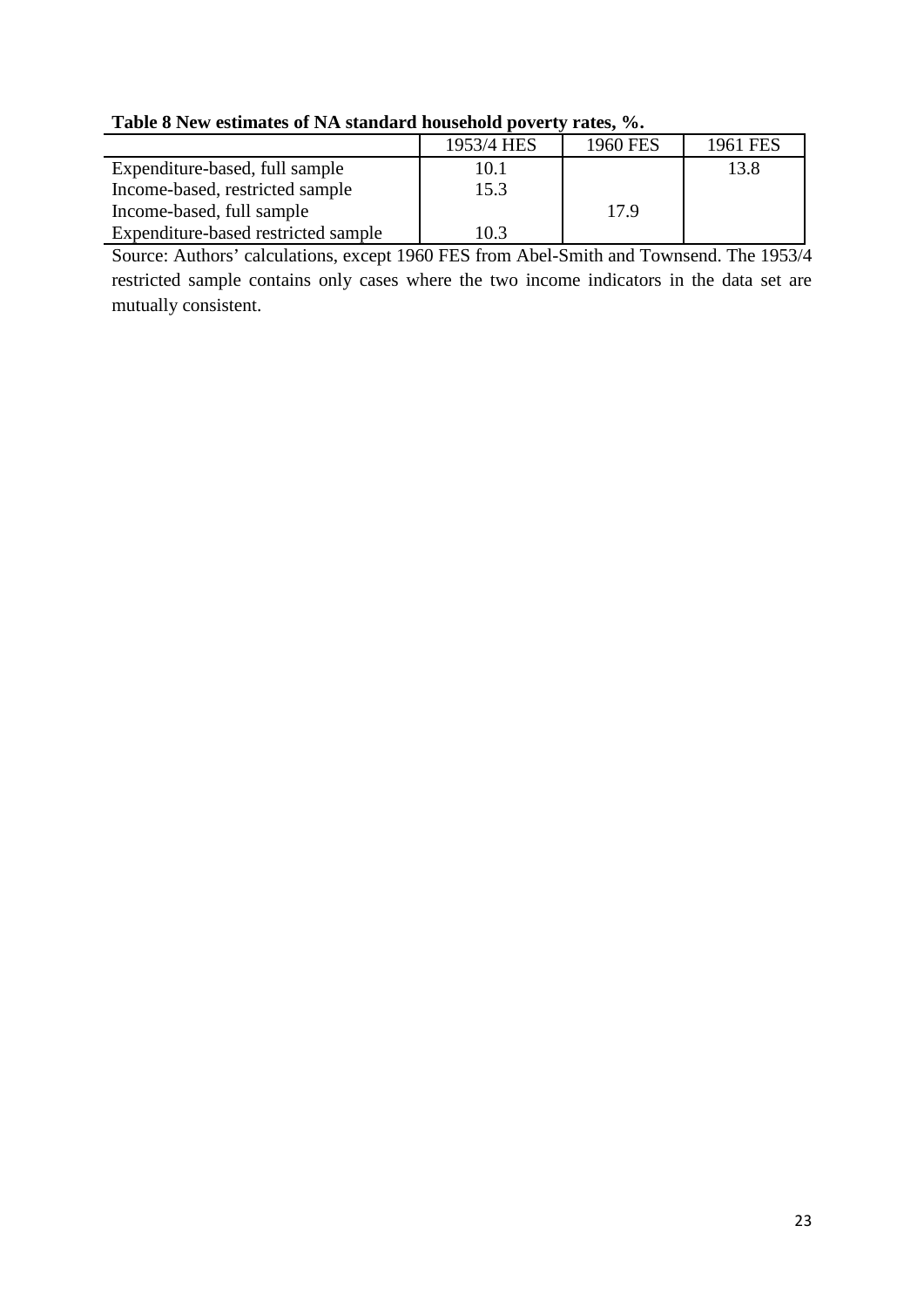**Table 8 New estimates of NA standard household poverty rates, %.**

| | 1953/4 HES | 1960 FES | 1961 FES |
|---|---|---|---|
| Expenditure-based, full sample | 10.1 | | 13.8 |
| Income-based, restricted sample | 15.3 | | |
| Income-based, full sample | | 17.9 | |
| Expenditure-based restricted sample | 10.3 | | |

Source: Authors' calculations, except 1960 FES from Abel-Smith and Townsend. The 1953/4 restricted sample contains only cases where the two income indicators in the data set are mutually consistent.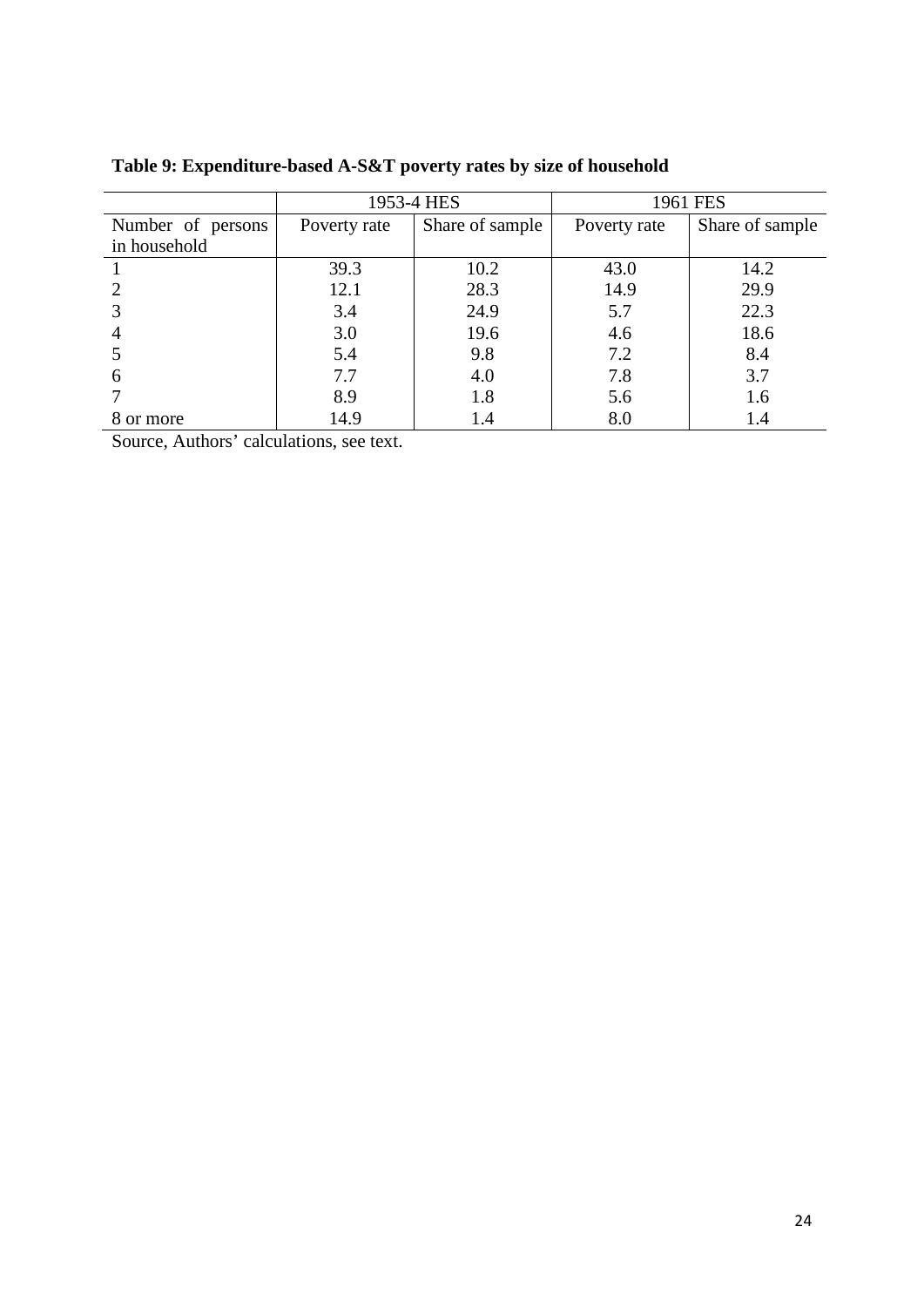**Table 9: Expenditure-based A-S&T poverty rates by size of household**

| | 1953-4 HES | | 1961 FES | |
|---|---|---|---|---|
| Number of persons in household | Poverty rate | Share of sample | Poverty rate | Share of sample |
| 1 | 39.3 | 10.2 | 43.0 | 14.2 |
| 2 | 12.1 | 28.3 | 14.9 | 29.9 |
| 3 | 3.4 | 24.9 | 5.7 | 22.3 |
| 4 | 3.0 | 19.6 | 4.6 | 18.6 |
| 5 | 5.4 | 9.8 | 7.2 | 8.4 |
| 6 | 7.7 | 4.0 | 7.8 | 3.7 |
| 7 | 8.9 | 1.8 | 5.6 | 1.6 |
| 8 or more | 14.9 | 1.4 | 8.0 | 1.4 |

Source, Authors' calculations, see text.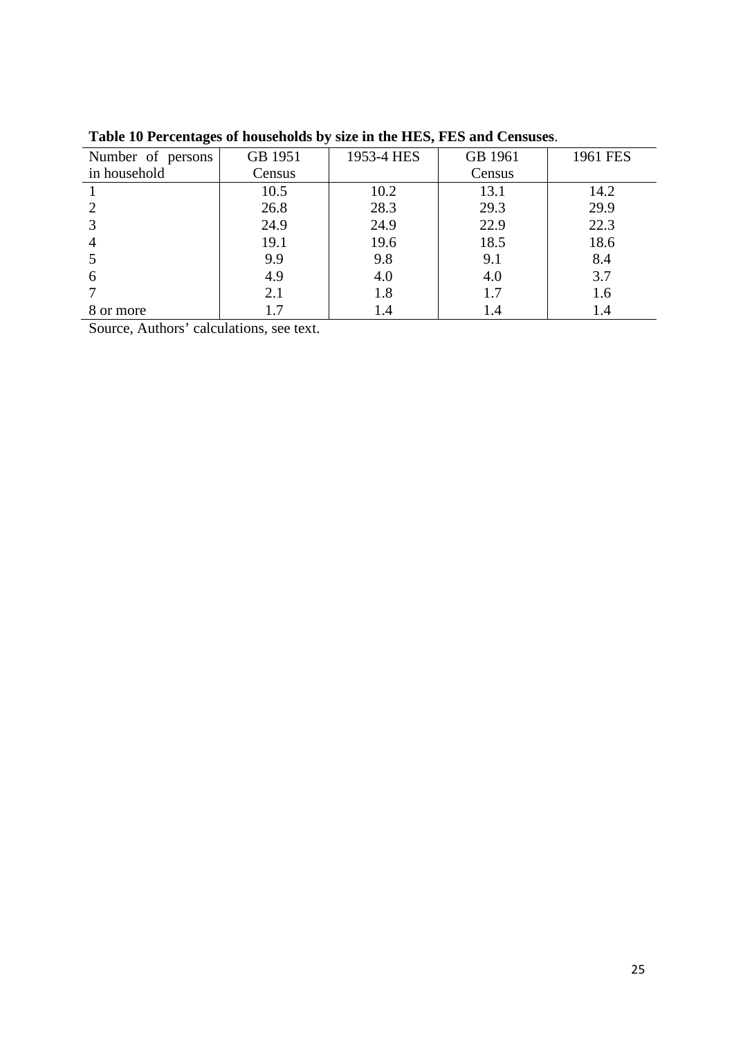**Table 10 Percentages of households by size in the HES, FES and Censuses**.

| Number of persons in household | GB 1951 Census | 1953-4 HES | GB 1961 Census | 1961 FES |
|---|---|---|---|---|
| 1 | 10.5 | 10.2 | 13.1 | 14.2 |
| 2 | 26.8 | 28.3 | 29.3 | 29.9 |
| 3 | 24.9 | 24.9 | 22.9 | 22.3 |
| 4 | 19.1 | 19.6 | 18.5 | 18.6 |
| 5 | 9.9 | 9.8 | 9.1 | 8.4 |
| 6 | 4.9 | 4.0 | 4.0 | 3.7 |
| 7 | 2.1 | 1.8 | 1.7 | 1.6 |
| 8 or more | 1.7 | 1.4 | 1.4 | 1.4 |

Source, Authors' calculations, see text.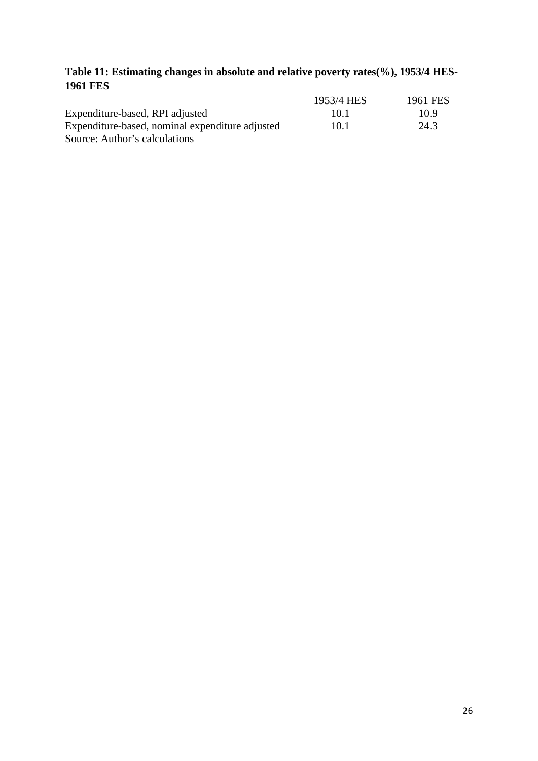**Table 11: Estimating changes in absolute and relative poverty rates(%), 1953/4 HES-1961 FES**

| | 1953/4 HES | 1961 FES |
|---|---|---|
| Expenditure-based, RPI adjusted | 10.1 | 10.9 |
| Expenditure-based, nominal expenditure adjusted | 10.1 | 24.3 |

Source: Author's calculations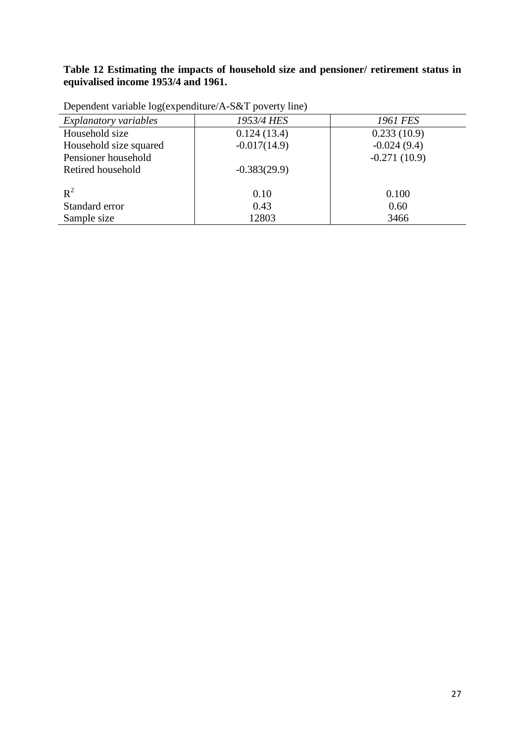**Table 12 Estimating the impacts of household size and pensioner/ retirement status in equivalised income 1953/4 and 1961.**

Dependent variable log(expenditure/A-S&T poverty line)

| *Explanatory variables* | *1953/4 HES* | *1961 FES* |
|---|---|---|
| Household size | 0.124 (13.4) | 0.233 (10.9) |
| Household size squared | -0.017(14.9) | -0.024 (9.4) |
| Pensioner household | | -0.271 (10.9) |
| Retired household | -0.383(29.9) | |
| $R^2$ | 0.10 | 0.100 |
| Standard error | 0.43 | 0.60 |
| Sample size | 12803 | 3466 |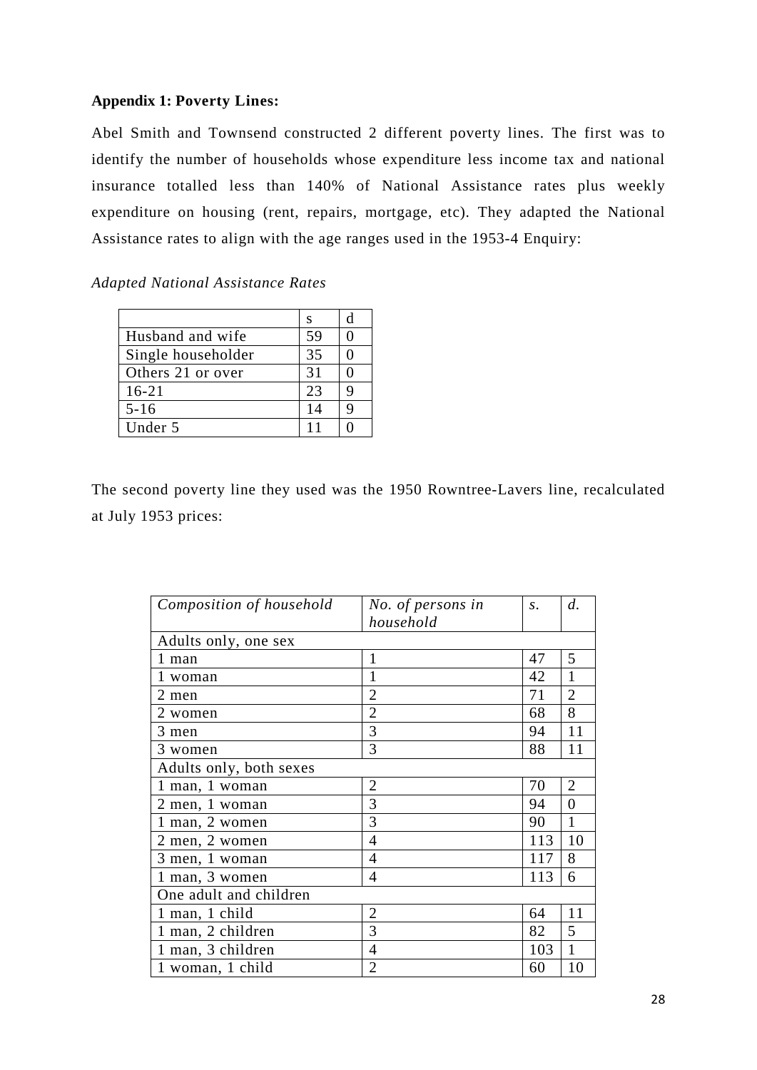**Appendix 1: Poverty Lines:**

Abel Smith and Townsend constructed 2 different poverty lines. The first was to identify the number of households whose expenditure less income tax and national insurance totalled less than 140% of National Assistance rates plus weekly expenditure on housing (rent, repairs, mortgage, etc). They adapted the National Assistance rates to align with the age ranges used in the 1953-4 Enquiry:

*Adapted National Assistance Rates*

| | s | d |
|---|---|---|
| Husband and wife | 59 | 0 |
| Single householder | 35 | 0 |
| Others 21 or over | 31 | 0 |
| 16-21 | 23 | 9 |
| 5-16 | 14 | 9 |
| Under 5 | 11 | 0 |

The second poverty line they used was the 1950 Rowntree-Lavers line, recalculated at July 1953 prices:

| *Composition of household* | *No. of persons in household* | *s.* | *d.* |
|---|---|---|---|
| Adults only, one sex | | | |
| 1 man | 1 | 47 | 5 |
| 1 woman | 1 | 42 | 1 |
| 2 men | 2 | 71 | 2 |
| 2 women | 2 | 68 | 8 |
| 3 men | 3 | 94 | 11 |
| 3 women | 3 | 88 | 11 |
| Adults only, both sexes | | | |
| 1 man, 1 woman | 2 | 70 | 2 |
| 2 men, 1 woman | 3 | 94 | 0 |
| 1 man, 2 women | 3 | 90 | 1 |
| 2 men, 2 women | 4 | 113 | 10 |
| 3 men, 1 woman | 4 | 117 | 8 |
| 1 man, 3 women | 4 | 113 | 6 |
| One adult and children | | | |
| 1 man, 1 child | 2 | 64 | 11 |
| 1 man, 2 children | 3 | 82 | 5 |
| 1 man, 3 children | 4 | 103 | 1 |
| 1 woman, 1 child | 2 | 60 | 10 |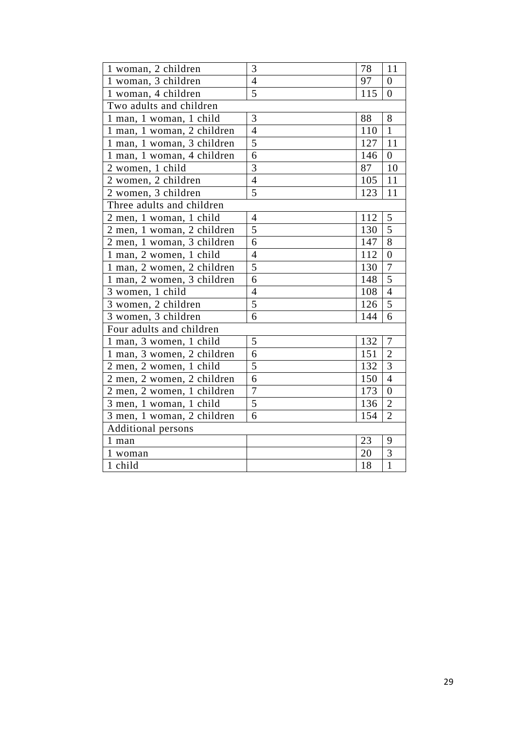| | | | |
|---|---|---|---|
| 1 woman, 2 children | 3 | 78 | 11 |
| 1 woman, 3 children | 4 | 97 | 0 |
| 1 woman, 4 children | 5 | 115 | 0 |
| Two adults and children | | | |
| 1 man, 1 woman, 1 child | 3 | 88 | 8 |
| 1 man, 1 woman, 2 children | 4 | 110 | 1 |
| 1 man, 1 woman, 3 children | 5 | 127 | 11 |
| 1 man, 1 woman, 4 children | 6 | 146 | 0 |
| 2 women, 1 child | 3 | 87 | 10 |
| 2 women, 2 children | 4 | 105 | 11 |
| 2 women, 3 children | 5 | 123 | 11 |
| Three adults and children | | | |
| 2 men, 1 woman, 1 child | 4 | 112 | 5 |
| 2 men, 1 woman, 2 children | 5 | 130 | 5 |
| 2 men, 1 woman, 3 children | 6 | 147 | 8 |
| 1 man, 2 women, 1 child | 4 | 112 | 0 |
| 1 man, 2 women, 2 children | 5 | 130 | 7 |
| 1 man, 2 women, 3 children | 6 | 148 | 5 |
| 3 women, 1 child | 4 | 108 | 4 |
| 3 women, 2 children | 5 | 126 | 5 |
| 3 women, 3 children | 6 | 144 | 6 |
| Four adults and children | | | |
| 1 man, 3 women, 1 child | 5 | 132 | 7 |
| 1 man, 3 women, 2 children | 6 | 151 | 2 |
| 2 men, 2 women, 1 child | 5 | 132 | 3 |
| 2 men, 2 women, 2 children | 6 | 150 | 4 |
| 2 men, 2 women, 1 children | 7 | 173 | 0 |
| 3 men, 1 woman, 1 child | 5 | 136 | 2 |
| 3 men, 1 woman, 2 children | 6 | 154 | 2 |
| Additional persons | | | |
| 1 man | | 23 | 9 |
| 1 woman | | 20 | 3 |
| 1 child | | 18 | 1 |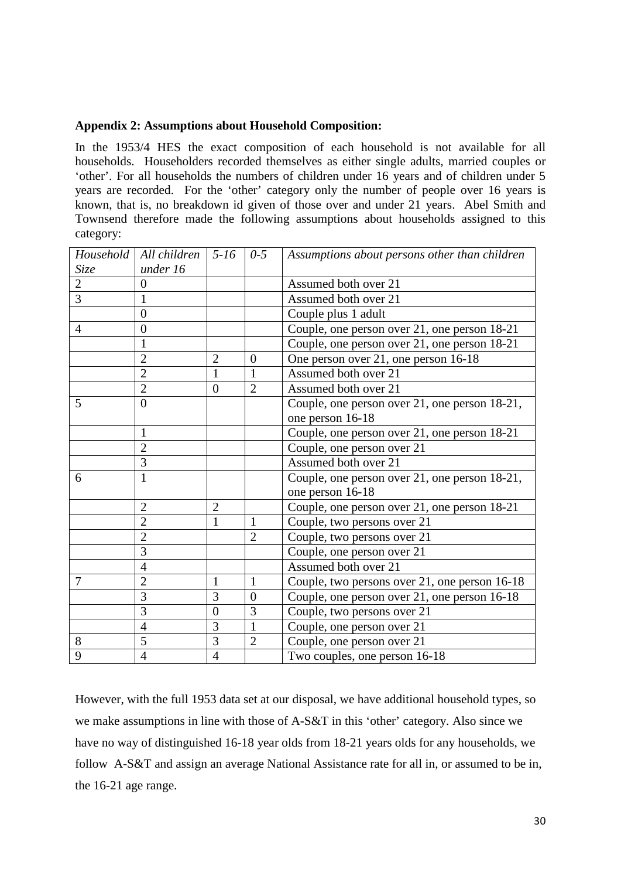**Appendix 2: Assumptions about Household Composition:**

In the 1953/4 HES the exact composition of each household is not available for all households. Householders recorded themselves as either single adults, married couples or 'other'. For all households the numbers of children under 16 years and of children under 5 years are recorded. For the 'other' category only the number of people over 16 years is known, that is, no breakdown id given of those over and under 21 years. Abel Smith and Townsend therefore made the following assumptions about households assigned to this category:

| *Household Size* | *All children under 16* | *5-16* | *0-5* | *Assumptions about persons other than children* |
|---|---|---|---|---|
| 2 | 0 | | | Assumed both over 21 |
| 3 | 1 | | | Assumed both over 21 |
| | 0 | | | Couple plus 1 adult |
| 4 | 0 | | | Couple, one person over 21, one person 18-21 |
| | 1 | | | Couple, one person over 21, one person 18-21 |
| | 2 | 2 | 0 | One person over 21, one person 16-18 |
| | 2 | 1 | 1 | Assumed both over 21 |
| | 2 | 0 | 2 | Assumed both over 21 |
| 5 | 0 | | | Couple, one person over 21, one person 18-21, one person 16-18 |
| | 1 | | | Couple, one person over 21, one person 18-21 |
| | 2 | | | Couple, one person over 21 |
| | 3 | | | Assumed both over 21 |
| 6 | 1 | | | Couple, one person over 21, one person 18-21, one person 16-18 |
| | 2 | 2 | | Couple, one person over 21, one person 18-21 |
| | 2 | 1 | 1 | Couple, two persons over 21 |
| | 2 | | 2 | Couple, two persons over 21 |
| | 3 | | | Couple, one person over 21 |
| | 4 | | | Assumed both over 21 |
| 7 | 2 | 1 | 1 | Couple, two persons over 21, one person 16-18 |
| | 3 | 3 | 0 | Couple, one person over 21, one person 16-18 |
| | 3 | 0 | 3 | Couple, two persons over 21 |
| | 4 | 3 | 1 | Couple, one person over 21 |
| 8 | 5 | 3 | 2 | Couple, one person over 21 |
| 9 | 4 | 4 | | Two couples, one person 16-18 |

However, with the full 1953 data set at our disposal, we have additional household types, so we make assumptions in line with those of A-S&T in this 'other' category. Also since we have no way of distinguished 16-18 year olds from 18-21 years olds for any households, we follow A-S&T and assign an average National Assistance rate for all in, or assumed to be in, the 16-21 age range.